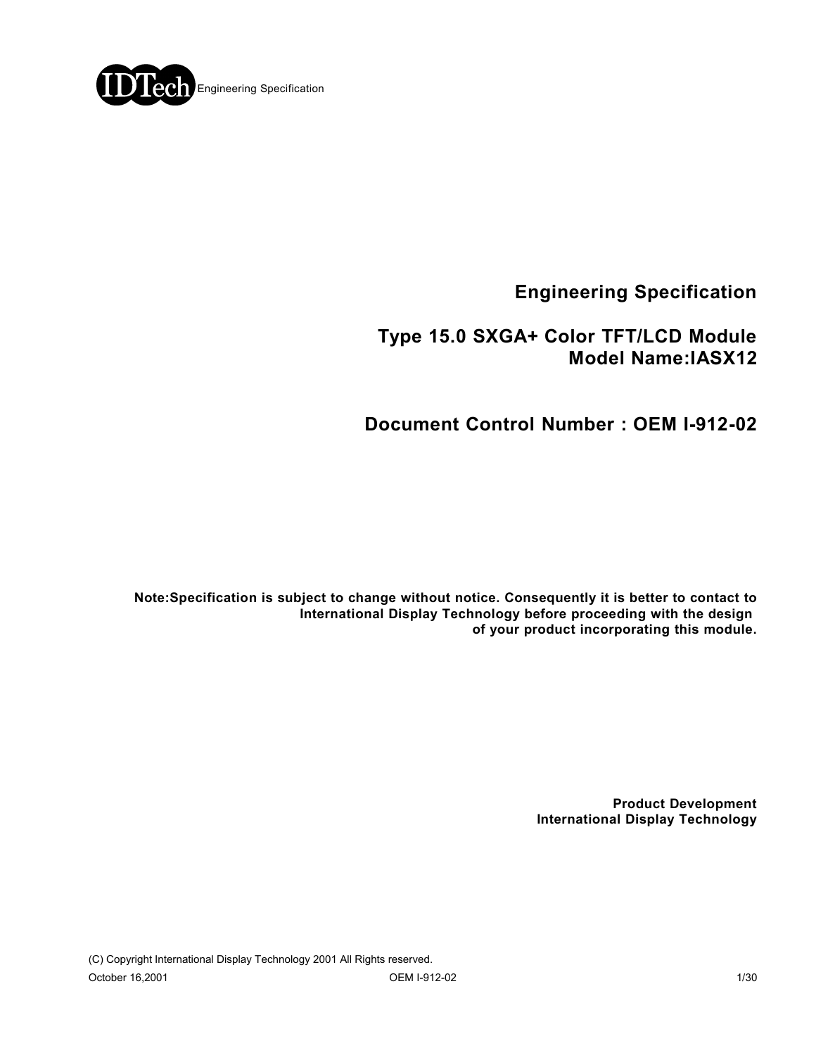# Engineering Specification

## Type 15.0 SXGA+ Color TFT/LCD Module
## Model Name:IASX12

## Document Control Number : OEM I-912-02

**Note:Specification is subject to change without notice. Consequently it is better to contact to International Display Technology before proceeding with the design of your product incorporating this module.**

**Product Development**
**International Display Technology**

(C) Copyright International Display Technology 2001 All Rights reserved.

October 16,2001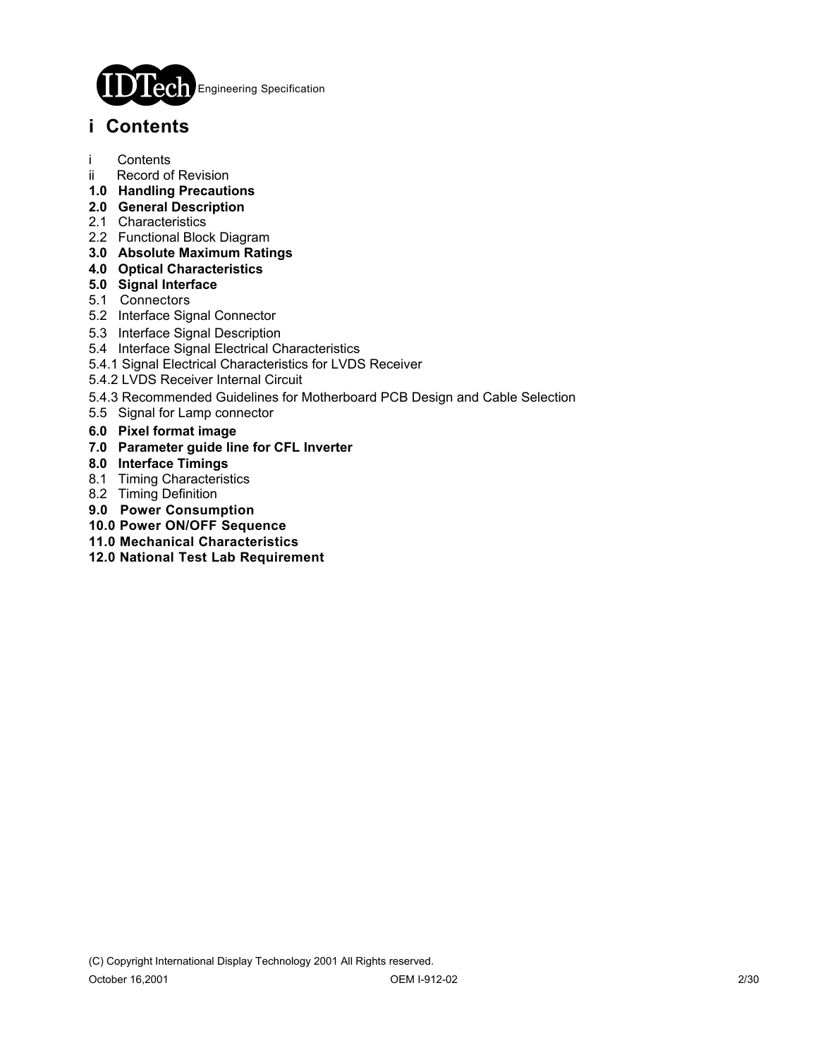# i Contents

i Contents
ii Record of Revision
**1.0 Handling Precautions**
**2.0 General Description**
2.1 Characteristics
2.2 Functional Block Diagram
**3.0 Absolute Maximum Ratings**
**4.0 Optical Characteristics**
**5.0 Signal Interface**
5.1 Connectors
5.2 Interface Signal Connector
5.3 Interface Signal Description
5.4 Interface Signal Electrical Characteristics
5.4.1 Signal Electrical Characteristics for LVDS Receiver
5.4.2 LVDS Receiver Internal Circuit
5.4.3 Recommended Guidelines for Motherboard PCB Design and Cable Selection
5.5 Signal for Lamp connector
**6.0 Pixel format image**
**7.0 Parameter guide line for CFL Inverter**
**8.0 Interface Timings**
8.1 Timing Characteristics
8.2 Timing Definition
**9.0 Power Consumption**
**10.0 Power ON/OFF Sequence**
**11.0 Mechanical Characteristics**
**12.0 National Test Lab Requirement**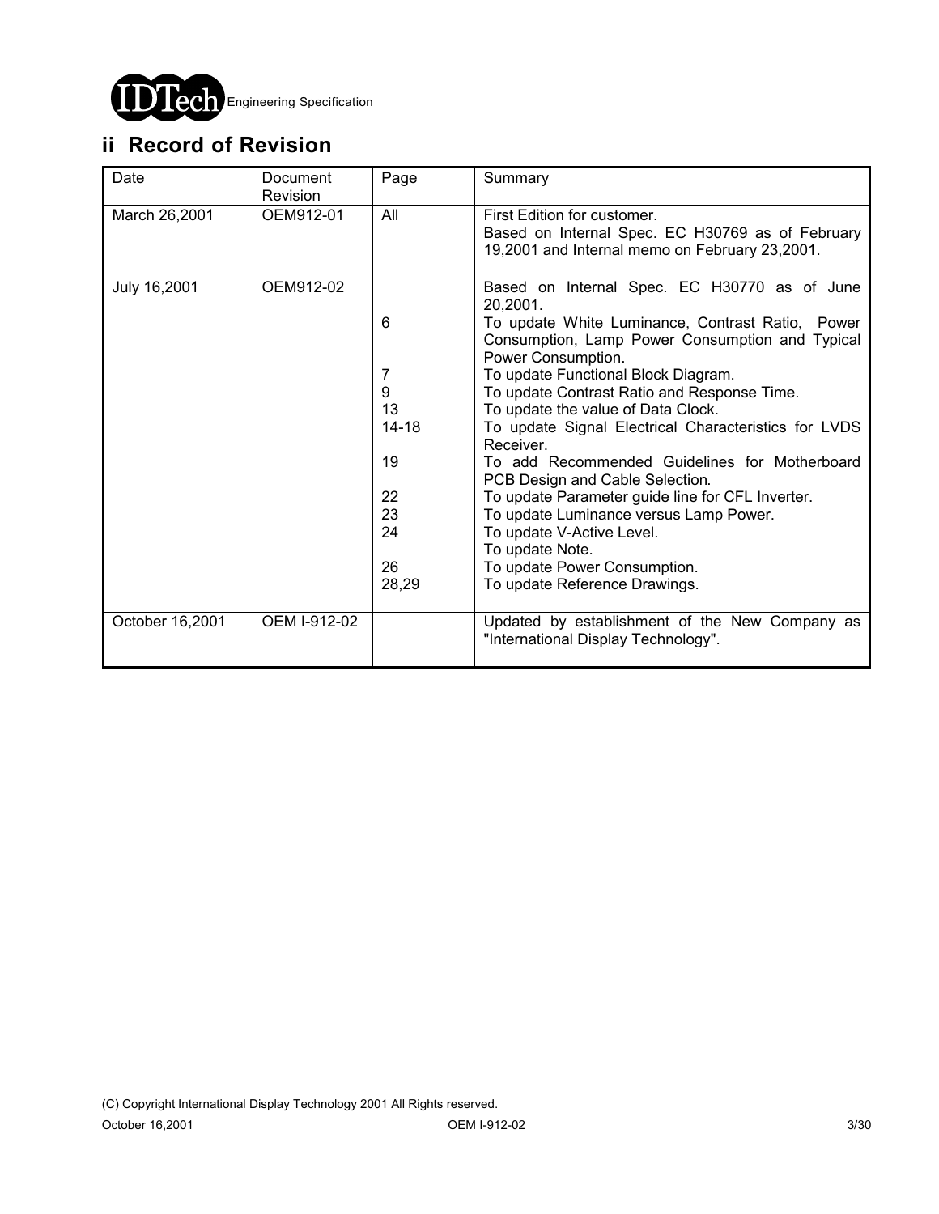## ii Record of Revision

| Date | Document Revision | Page | Summary |
|---|---|---|---|
| March 26,2001 | OEM912-01 | All | First Edition for customer.<br>Based on Internal Spec. EC H30769 as of February 19,2001 and Internal memo on February 23,2001. |
| July 16,2001 | OEM912-02 | | Based on Internal Spec. EC H30770 as of June 20,2001. |
| | | 6 | To update White Luminance, Contrast Ratio, Power Consumption, Lamp Power Consumption and Typical Power Consumption. |
| | | 7 | To update Functional Block Diagram. |
| | | 9 | To update Contrast Ratio and Response Time. |
| | | 13 | To update the value of Data Clock. |
| | | 14-18 | To update Signal Electrical Characteristics for LVDS Receiver. |
| | | 19 | To add Recommended Guidelines for Motherboard PCB Design and Cable Selection. |
| | | 22 | To update Parameter guide line for CFL Inverter. |
| | | 23 | To update Luminance versus Lamp Power. |
| | | 24 | To update V-Active Level.<br>To update Note. |
| | | 26 | To update Power Consumption. |
| | | 28,29 | To update Reference Drawings. |
| October 16,2001 | OEM I-912-02 | | Updated by establishment of the New Company as "International Display Technology". |

(C) Copyright International Display Technology 2001 All Rights reserved.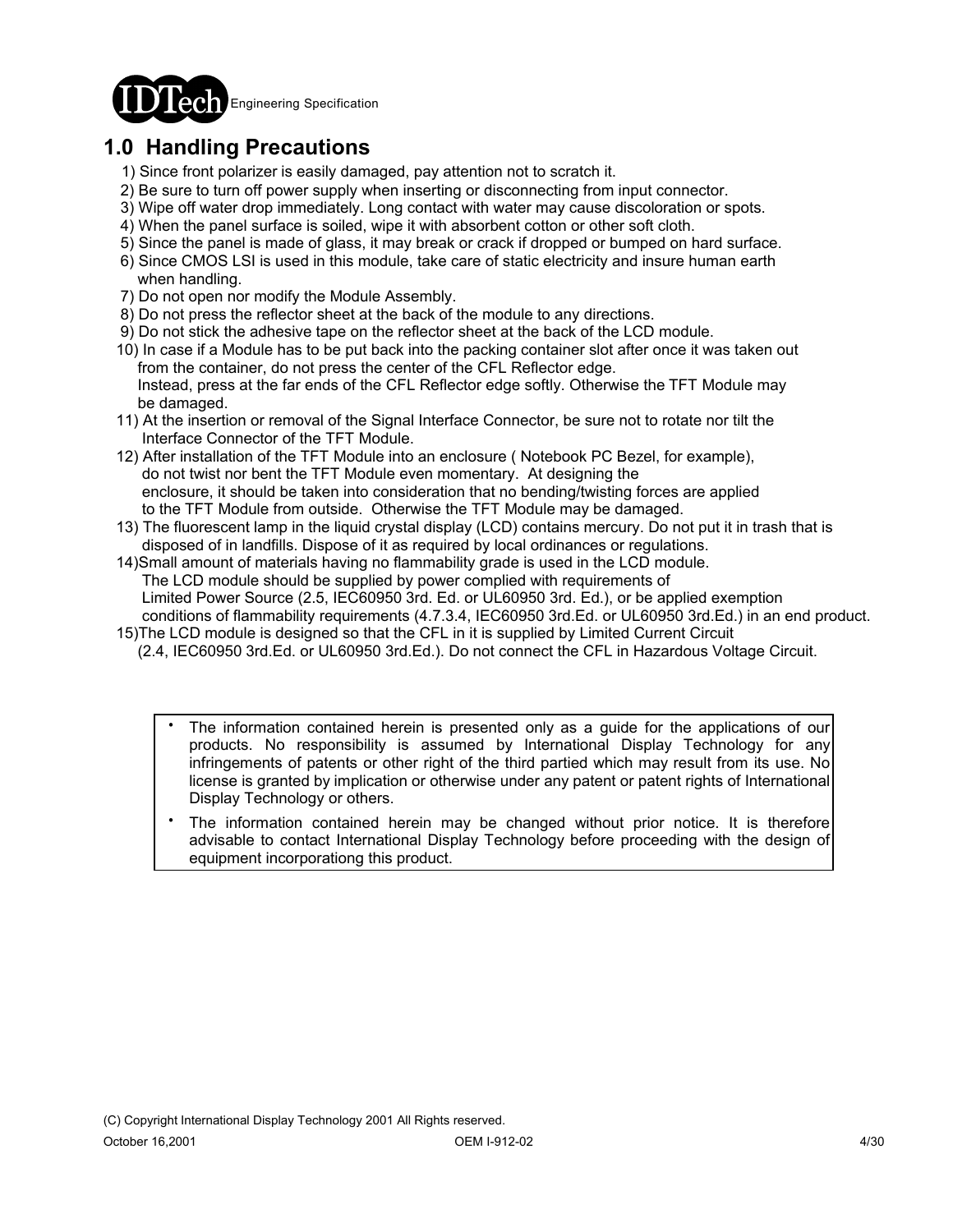# 1.0 Handling Precautions

1) Since front polarizer is easily damaged, pay attention not to scratch it.
2) Be sure to turn off power supply when inserting or disconnecting from input connector.
3) Wipe off water drop immediately. Long contact with water may cause discoloration or spots.
4) When the panel surface is soiled, wipe it with absorbent cotton or other soft cloth.
5) Since the panel is made of glass, it may break or crack if dropped or bumped on hard surface.
6) Since CMOS LSI is used in this module, take care of static electricity and insure human earth when handling.
7) Do not open nor modify the Module Assembly.
8) Do not press the reflector sheet at the back of the module to any directions.
9) Do not stick the adhesive tape on the reflector sheet at the back of the LCD module.
10) In case if a Module has to be put back into the packing container slot after once it was taken out from the container, do not press the center of the CFL Reflector edge.
    Instead, press at the far ends of the CFL Reflector edge softly. Otherwise the TFT Module may be damaged.
11) At the insertion or removal of the Signal Interface Connector, be sure not to rotate nor tilt the Interface Connector of the TFT Module.
12) After installation of the TFT Module into an enclosure ( Notebook PC Bezel, for example), do not twist nor bent the TFT Module even momentary. At designing the enclosure, it should be taken into consideration that no bending/twisting forces are applied to the TFT Module from outside. Otherwise the TFT Module may be damaged.
13) The fluorescent lamp in the liquid crystal display (LCD) contains mercury. Do not put it in trash that is disposed of in landfills. Dispose of it as required by local ordinances or regulations.
14)Small amount of materials having no flammability grade is used in the LCD module.
    The LCD module should be supplied by power complied with requirements of Limited Power Source (2.5, IEC60950 3rd. Ed. or UL60950 3rd. Ed.), or be applied exemption conditions of flammability requirements (4.7.3.4, IEC60950 3rd.Ed. or UL60950 3rd.Ed.) in an end product.
15)The LCD module is designed so that the CFL in it is supplied by Limited Current Circuit (2.4, IEC60950 3rd.Ed. or UL60950 3rd.Ed.). Do not connect the CFL in Hazardous Voltage Circuit.

- The information contained herein is presented only as a guide for the applications of our products. No responsibility is assumed by International Display Technology for any infringements of patents or other right of the third partied which may result from its use. No license is granted by implication or otherwise under any patent or patent rights of International Display Technology or others.
- The information contained herein may be changed without prior notice. It is therefore advisable to contact International Display Technology before proceeding with the design of equipment incorporationg this product.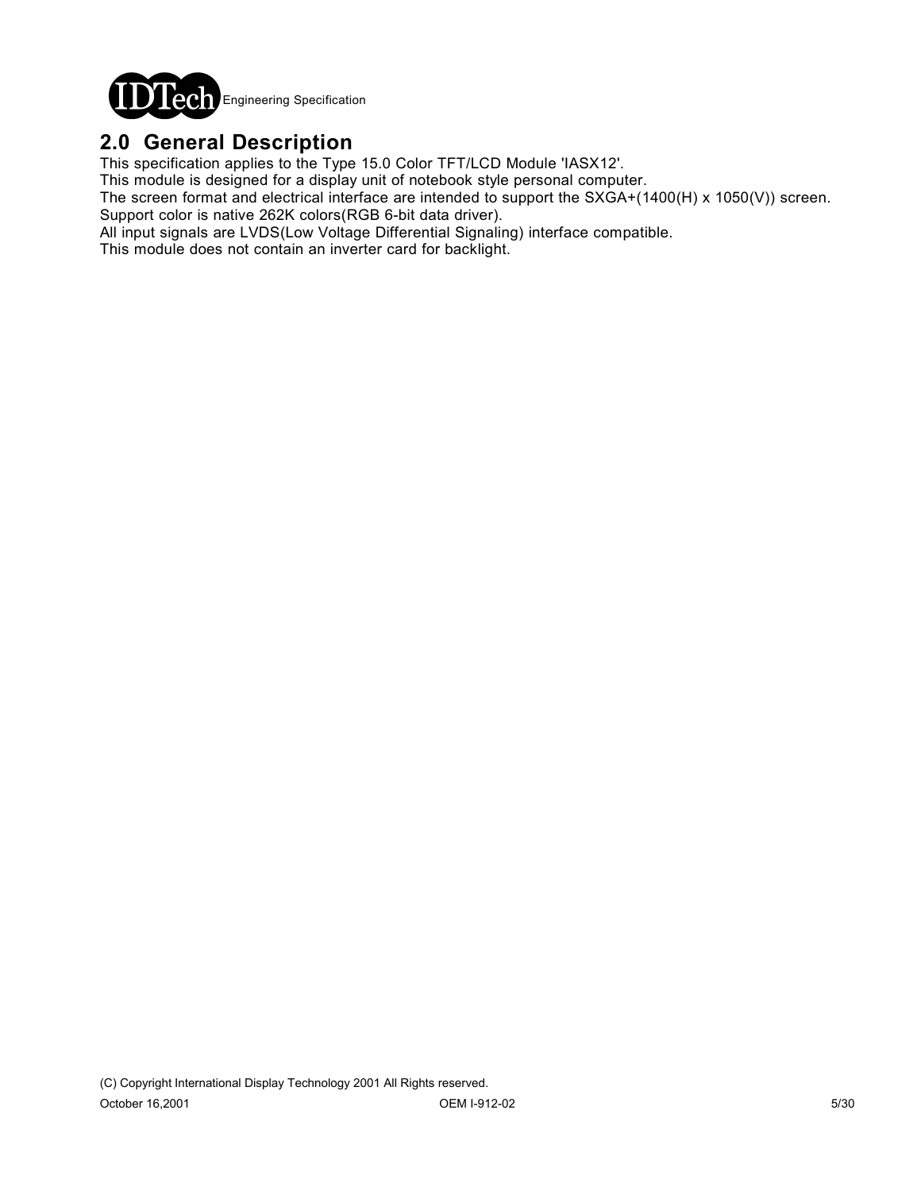## 2.0 General Description

This specification applies to the Type 15.0 Color TFT/LCD Module 'IASX12'.
This module is designed for a display unit of notebook style personal computer.
The screen format and electrical interface are intended to support the SXGA+(1400(H) x 1050(V)) screen.
Support color is native 262K colors(RGB 6-bit data driver).
All input signals are LVDS(Low Voltage Differential Signaling) interface compatible.
This module does not contain an inverter card for backlight.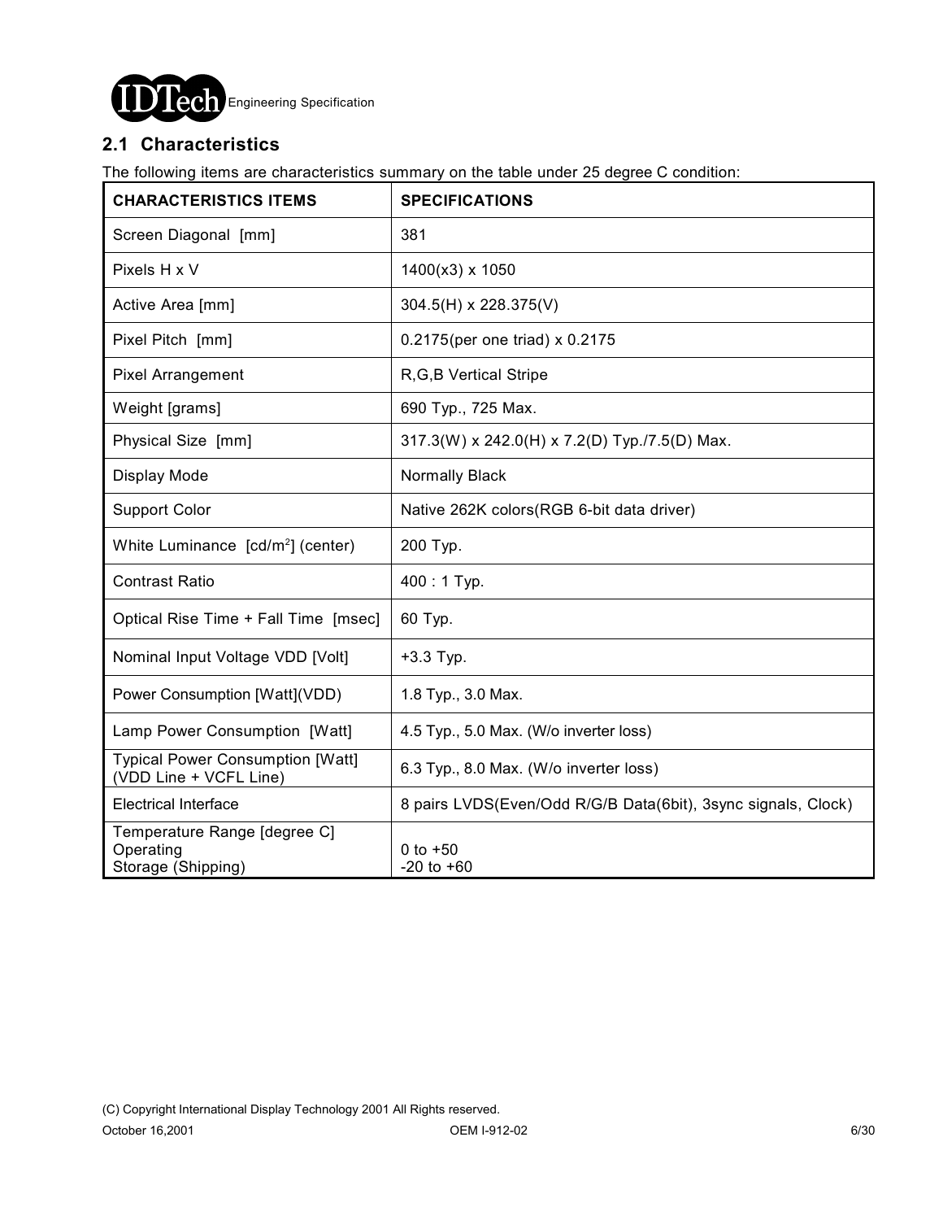## 2.1 Characteristics

The following items are characteristics summary on the table under 25 degree C condition:

| CHARACTERISTICS ITEMS | SPECIFICATIONS |
|---|---|
| Screen Diagonal [mm] | 381 |
| Pixels H x V | 1400(x3) x 1050 |
| Active Area [mm] | 304.5(H) x 228.375(V) |
| Pixel Pitch [mm] | 0.2175(per one triad) x 0.2175 |
| Pixel Arrangement | R,G,B Vertical Stripe |
| Weight [grams] | 690 Typ., 725 Max. |
| Physical Size [mm] | 317.3(W) x 242.0(H) x 7.2(D) Typ./7.5(D) Max. |
| Display Mode | Normally Black |
| Support Color | Native 262K colors(RGB 6-bit data driver) |
| White Luminance [cd/m$^2$] (center) | 200 Typ. |
| Contrast Ratio | 400 : 1 Typ. |
| Optical Rise Time + Fall Time [msec] | 60 Typ. |
| Nominal Input Voltage VDD [Volt] | +3.3 Typ. |
| Power Consumption [Watt](VDD) | 1.8 Typ., 3.0 Max. |
| Lamp Power Consumption [Watt] | 4.5 Typ., 5.0 Max. (W/o inverter loss) |
| Typical Power Consumption [Watt] (VDD Line + VCFL Line) | 6.3 Typ., 8.0 Max. (W/o inverter loss) |
| Electrical Interface | 8 pairs LVDS(Even/Odd R/G/B Data(6bit), 3sync signals, Clock) |
| Temperature Range [degree C]<br>Operating<br>Storage (Shipping) | <br>0 to +50<br>-20 to +60 |

(C) Copyright International Display Technology 2001 All Rights reserved.

October 16,2001 OEM I-912-02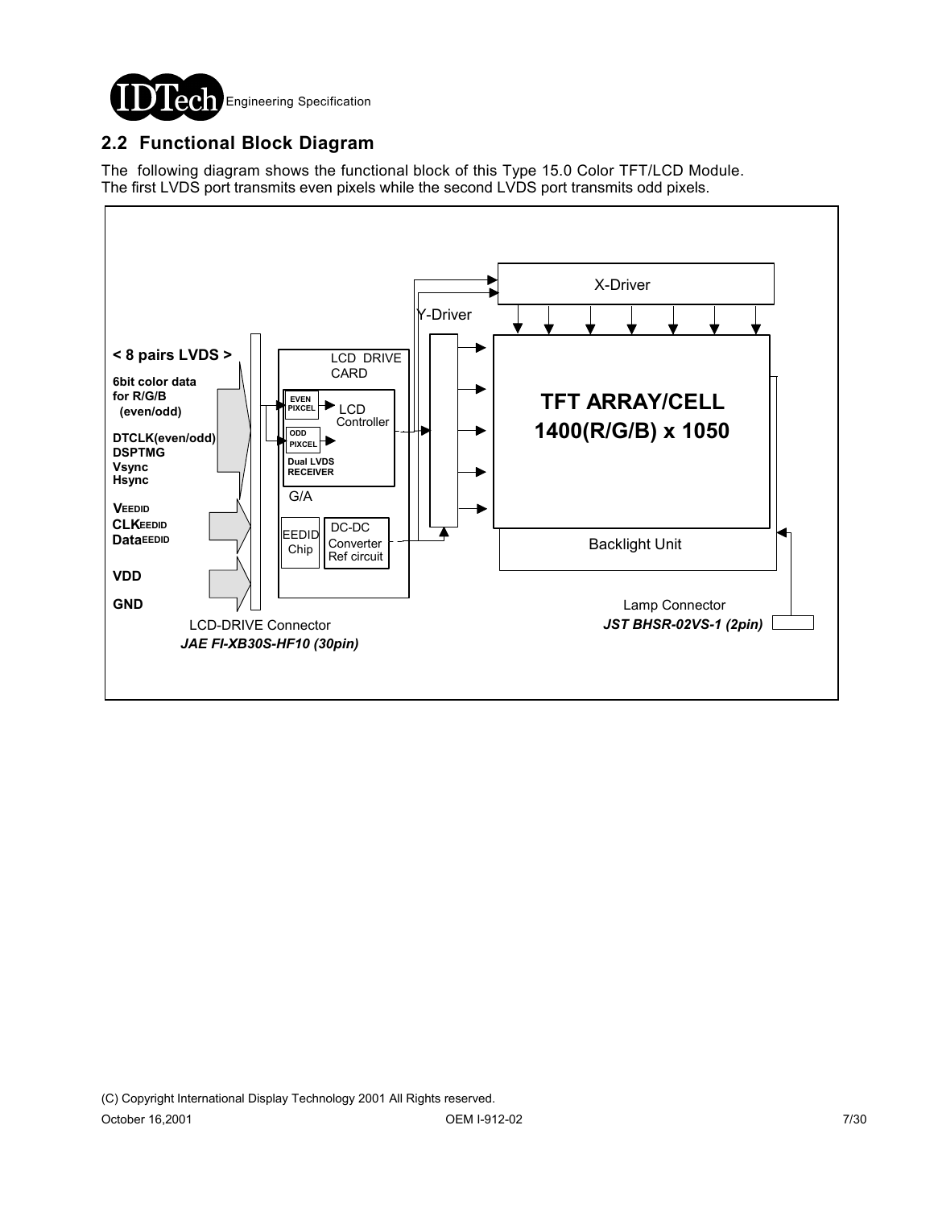## 2.2 Functional Block Diagram

The following diagram shows the functional block of this Type 15.0 Color TFT/LCD Module. The first LVDS port transmits even pixels while the second LVDS port transmits odd pixels.

**< 8 pairs LVDS >**

**6bit color data for R/G/B (even/odd)**

**DTCLK(even/odd)**
**DSPTMG**
**Vsync**
**Hsync**

**$V_{EEDID}$**
**$CLK_{EEDID}$**
**$Data_{EEDID}$**

**VDD**

**GND**

LCD-DRIVE Connector
***JAE FI-XB30S-HF10 (30pin)***

LCD DRIVE CARD

EVEN PIXCEL

ODD PIXCEL

LCD Controller

Dual LVDS RECEIVER

G/A

EEDID Chip

DC-DC Converter Ref circuit

X-Driver

Y-Driver

**TFT ARRAY/CELL 1400(R/G/B) x 1050**

Backlight Unit

Lamp Connector
***JST BHSR-02VS-1 (2pin)***

(C) Copyright International Display Technology 2001 All Rights reserved.

October 16,2001 OEM I-912-02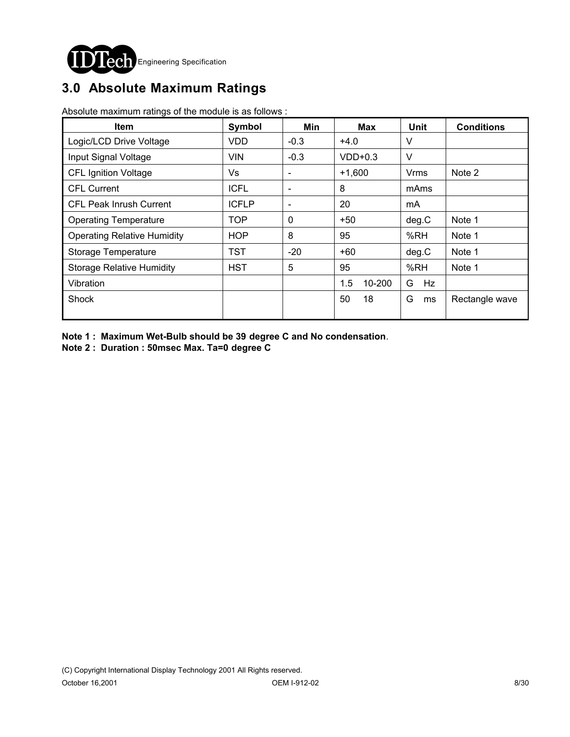## 3.0 Absolute Maximum Ratings

Absolute maximum ratings of the module is as follows :

| Item | Symbol | Min | Max | Unit | Conditions |
|---|---|---|---|---|---|
| Logic/LCD Drive Voltage | VDD | -0.3 | +4.0 | V | |
| Input Signal Voltage | VIN | -0.3 | VDD+0.3 | V | |
| CFL Ignition Voltage | Vs | - | +1,600 | Vrms | Note 2 |
| CFL Current | ICFL | - | 8 | mAms | |
| CFL Peak Inrush Current | ICFLP | - | 20 | mA | |
| Operating Temperature | TOP | 0 | +50 | deg.C | Note 1 |
| Operating Relative Humidity | HOP | 8 | 95 | %RH | Note 1 |
| Storage Temperature | TST | -20 | +60 | deg.C | Note 1 |
| Storage Relative Humidity | HST | 5 | 95 | %RH | Note 1 |
| Vibration | | | 1.5 10-200 | G Hz | |
| Shock | | | 50 18 | G ms | Rectangle wave |

**Note 1 : Maximum Wet-Bulb should be 39 degree C and No condensation**.
**Note 2 : Duration : 50msec Max. Ta=0 degree C**

(C) Copyright International Display Technology 2001 All Rights reserved.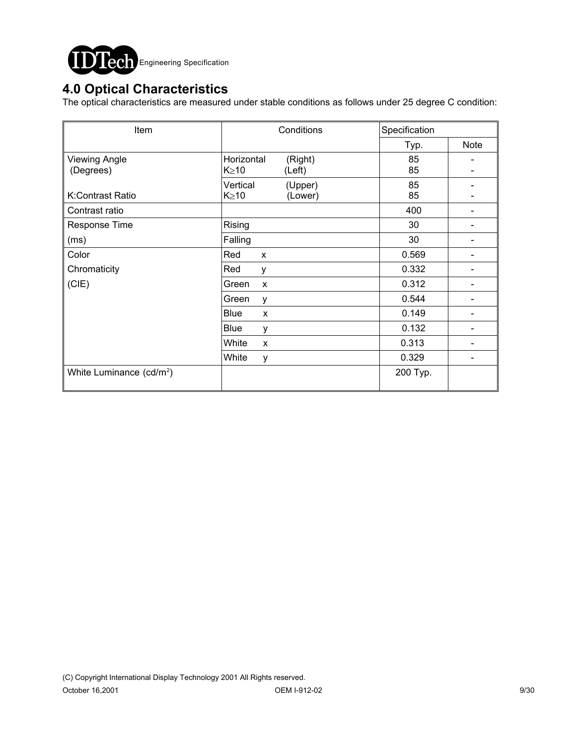## 4.0 Optical Characteristics

The optical characteristics are measured under stable conditions as follows under 25 degree C condition:

| Item | Conditions | | Specification Typ. | Note |
|---|---|---|---|---|
| Viewing Angle (Degrees) | Horizontal $K \geq 10$ | (Right) (Left) | 85 85 | - - |
| K:Contrast Ratio | Vertical $K \geq 10$ | (Upper) (Lower) | 85 85 | - - |
| Contrast ratio | | | 400 | - |
| Response Time (ms) | Rising | | 30 | - |
| | Falling | | 30 | - |
| Color Chromaticity (CIE) | Red | x | 0.569 | - |
| | Red | y | 0.332 | - |
| | Green | x | 0.312 | - |
| | Green | y | 0.544 | - |
| | Blue | x | 0.149 | - |
| | Blue | y | 0.132 | - |
| | White | x | 0.313 | - |
| | White | y | 0.329 | - |
| White Luminance ($cd/m^2$) | | | 200 Typ. | |

(C) Copyright International Display Technology 2001 All Rights reserved.

October 16,2001 OEM I-912-02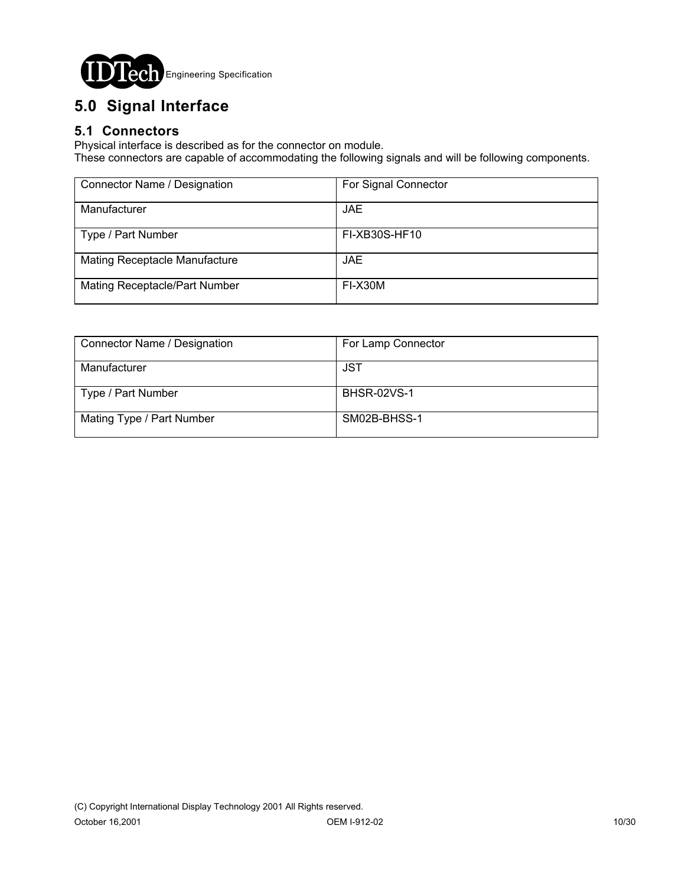# 5.0 Signal Interface

## 5.1 Connectors

Physical interface is described as for the connector on module.
These connectors are capable of accommodating the following signals and will be following components.

| Connector Name / Designation | For Signal Connector |
|---|---|
| Manufacturer | JAE |
| Type / Part Number | FI-XB30S-HF10 |
| Mating Receptacle Manufacture | JAE |
| Mating Receptacle/Part Number | FI-X30M |

| Connector Name / Designation | For Lamp Connector |
|---|---|
| Manufacturer | JST |
| Type / Part Number | BHSR-02VS-1 |
| Mating Type / Part Number | SM02B-BHSS-1 |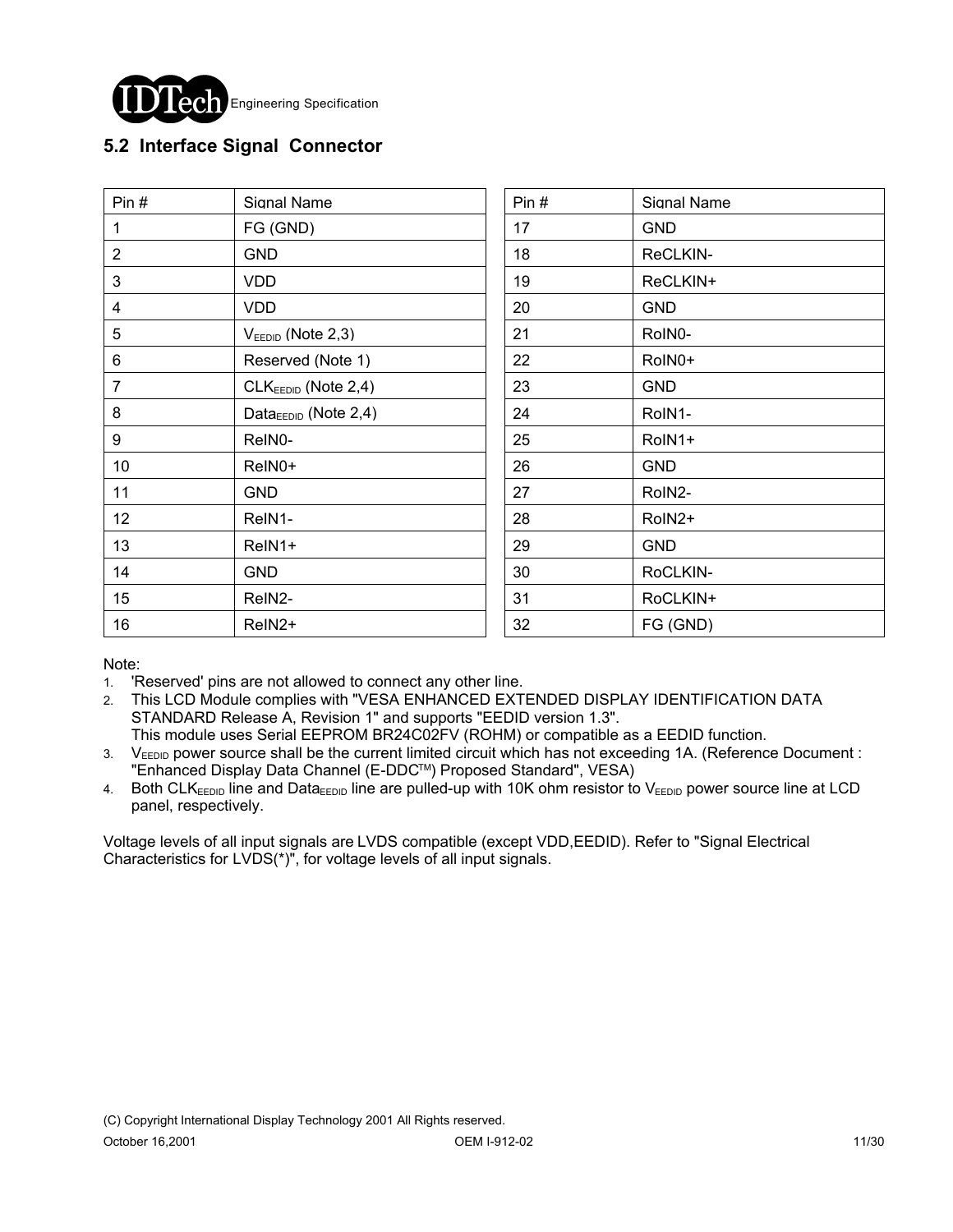## 5.2 Interface Signal Connector

| Pin # | Signal Name | Pin # | Signal Name |
|---|---|---|---|
| 1 | FG (GND) | 17 | GND |
| 2 | GND | 18 | ReCLKIN- |
| 3 | VDD | 19 | ReCLKIN+ |
| 4 | VDD | 20 | GND |
| 5 | $V_{EEDID}$ (Note 2,3) | 21 | RoIN0- |
| 6 | Reserved (Note 1) | 22 | RoIN0+ |
| 7 | $CLK_{EEDID}$ (Note 2,4) | 23 | GND |
| 8 | $Data_{EEDID}$ (Note 2,4) | 24 | RoIN1- |
| 9 | ReIN0- | 25 | RoIN1+ |
| 10 | ReIN0+ | 26 | GND |
| 11 | GND | 27 | RoIN2- |
| 12 | ReIN1- | 28 | RoIN2+ |
| 13 | ReIN1+ | 29 | GND |
| 14 | GND | 30 | RoCLKIN- |
| 15 | ReIN2- | 31 | RoCLKIN+ |
| 16 | ReIN2+ | 32 | FG (GND) |

Note:

1. 'Reserved' pins are not allowed to connect any other line.
2. This LCD Module complies with "VESA ENHANCED EXTENDED DISPLAY IDENTIFICATION DATA STANDARD Release A, Revision 1" and supports "EEDID version 1.3".
   This module uses Serial EEPROM BR24C02FV (ROHM) or compatible as a EEDID function.
3. $V_{EEDID}$ power source shall be the current limited circuit which has not exceeding 1A. (Reference Document : "Enhanced Display Data Channel (E-DDC™) Proposed Standard", VESA)
4. Both $CLK_{EEDID}$ line and $Data_{EEDID}$ line are pulled-up with 10K ohm resistor to $V_{EEDID}$ power source line at LCD panel, respectively.

Voltage levels of all input signals are LVDS compatible (except VDD,EEDID). Refer to "Signal Electrical Characteristics for LVDS(*)", for voltage levels of all input signals.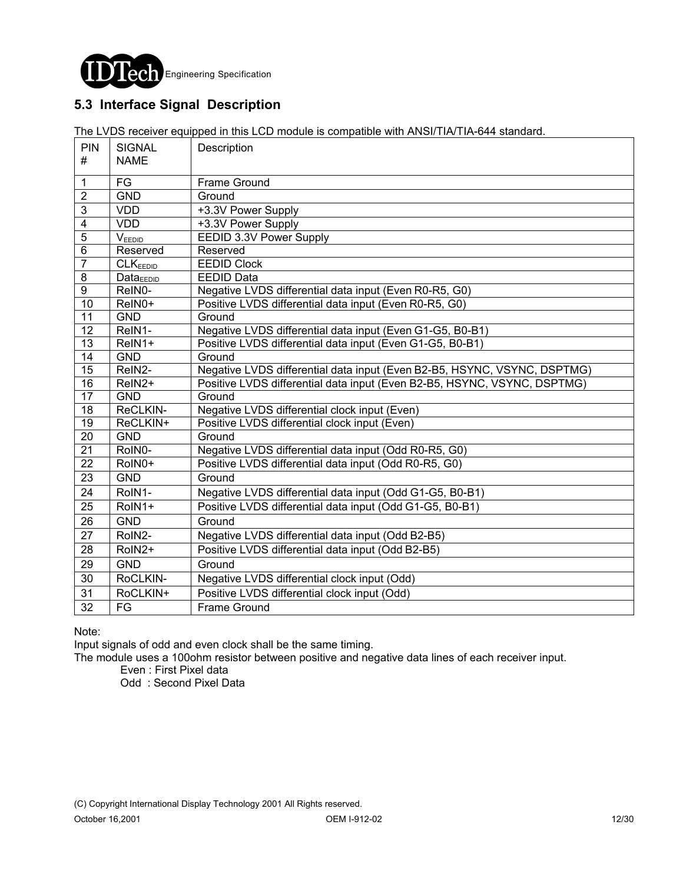## 5.3 Interface Signal Description

The LVDS receiver equipped in this LCD module is compatible with ANSI/TIA/TIA-644 standard.

| PIN # | SIGNAL NAME | Description |
|---|---|---|
| 1 | FG | Frame Ground |
| 2 | GND | Ground |
| 3 | VDD | +3.3V Power Supply |
| 4 | VDD | +3.3V Power Supply |
| 5 | $V_{EEDID}$ | EEDID 3.3V Power Supply |
| 6 | Reserved | Reserved |
| 7 | $CLK_{EEDID}$ | EEDID Clock |
| 8 | $Data_{EEDID}$ | EEDID Data |
| 9 | ReIN0- | Negative LVDS differential data input (Even R0-R5, G0) |
| 10 | ReIN0+ | Positive LVDS differential data input (Even R0-R5, G0) |
| 11 | GND | Ground |
| 12 | ReIN1- | Negative LVDS differential data input (Even G1-G5, B0-B1) |
| 13 | ReIN1+ | Positive LVDS differential data input (Even G1-G5, B0-B1) |
| 14 | GND | Ground |
| 15 | ReIN2- | Negative LVDS differential data input (Even B2-B5, HSYNC, VSYNC, DSPTMG) |
| 16 | ReIN2+ | Positive LVDS differential data input (Even B2-B5, HSYNC, VSYNC, DSPTMG) |
| 17 | GND | Ground |
| 18 | ReCLKIN- | Negative LVDS differential clock input (Even) |
| 19 | ReCLKIN+ | Positive LVDS differential clock input (Even) |
| 20 | GND | Ground |
| 21 | RoIN0- | Negative LVDS differential data input (Odd R0-R5, G0) |
| 22 | RoIN0+ | Positive LVDS differential data input (Odd R0-R5, G0) |
| 23 | GND | Ground |
| 24 | RoIN1- | Negative LVDS differential data input (Odd G1-G5, B0-B1) |
| 25 | RoIN1+ | Positive LVDS differential data input (Odd G1-G5, B0-B1) |
| 26 | GND | Ground |
| 27 | RoIN2- | Negative LVDS differential data input (Odd B2-B5) |
| 28 | RoIN2+ | Positive LVDS differential data input (Odd B2-B5) |
| 29 | GND | Ground |
| 30 | RoCLKIN- | Negative LVDS differential clock input (Odd) |
| 31 | RoCLKIN+ | Positive LVDS differential clock input (Odd) |
| 32 | FG | Frame Ground |

Note:
Input signals of odd and even clock shall be the same timing.
The module uses a 100ohm resistor between positive and negative data lines of each receiver input.

Even : First Pixel data
Odd : Second Pixel Data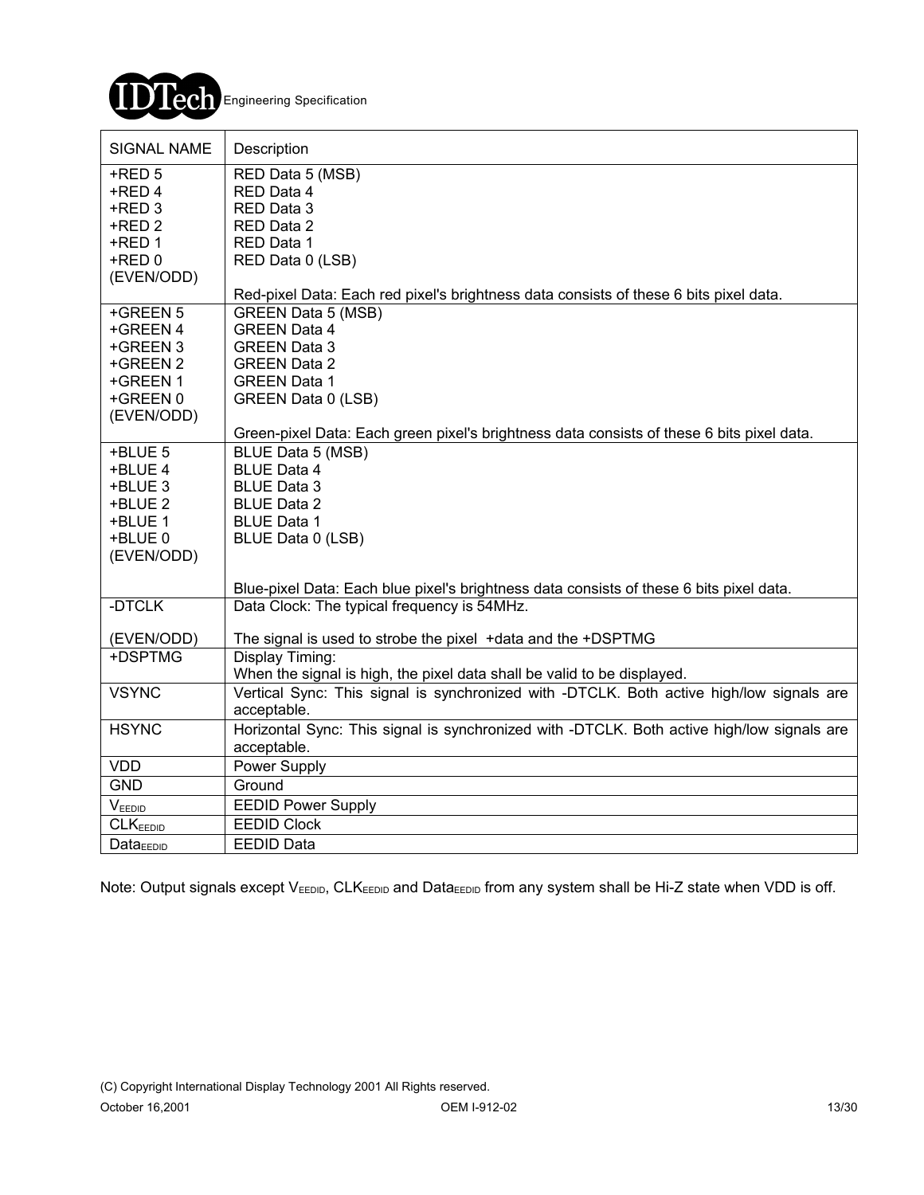| SIGNAL NAME | Description |
|---|---|
| +RED 5<br>+RED 4<br>+RED 3<br>+RED 2<br>+RED 1<br>+RED 0<br>(EVEN/ODD) | RED Data 5 (MSB)<br>RED Data 4<br>RED Data 3<br>RED Data 2<br>RED Data 1<br>RED Data 0 (LSB)<br><br>Red-pixel Data: Each red pixel's brightness data consists of these 6 bits pixel data. |
| +GREEN 5<br>+GREEN 4<br>+GREEN 3<br>+GREEN 2<br>+GREEN 1<br>+GREEN 0<br>(EVEN/ODD) | GREEN Data 5 (MSB)<br>GREEN Data 4<br>GREEN Data 3<br>GREEN Data 2<br>GREEN Data 1<br>GREEN Data 0 (LSB)<br><br>Green-pixel Data: Each green pixel's brightness data consists of these 6 bits pixel data. |
| +BLUE 5<br>+BLUE 4<br>+BLUE 3<br>+BLUE 2<br>+BLUE 1<br>+BLUE 0<br>(EVEN/ODD) | BLUE Data 5 (MSB)<br>BLUE Data 4<br>BLUE Data 3<br>BLUE Data 2<br>BLUE Data 1<br>BLUE Data 0 (LSB)<br><br>Blue-pixel Data: Each blue pixel's brightness data consists of these 6 bits pixel data. |
| -DTCLK<br><br>(EVEN/ODD) | Data Clock: The typical frequency is 54MHz.<br><br>The signal is used to strobe the pixel +data and the +DSPTMG |
| +DSPTMG | Display Timing:<br>When the signal is high, the pixel data shall be valid to be displayed. |
| VSYNC | Vertical Sync: This signal is synchronized with -DTCLK. Both active high/low signals are acceptable. |
| HSYNC | Horizontal Sync: This signal is synchronized with -DTCLK. Both active high/low signals are acceptable. |
| VDD | Power Supply |
| GND | Ground |
| $V_{EEDID}$ | EEDID Power Supply |
| $CLK_{EEDID}$ | EEDID Clock |
| $Data_{EEDID}$ | EEDID Data |

Note: Output signals except $V_{EEDID}$, $CLK_{EEDID}$ and $Data_{EEDID}$ from any system shall be Hi-Z state when VDD is off.

(C) Copyright International Display Technology 2001 All Rights reserved.

October 16,2001 OEM I-912-02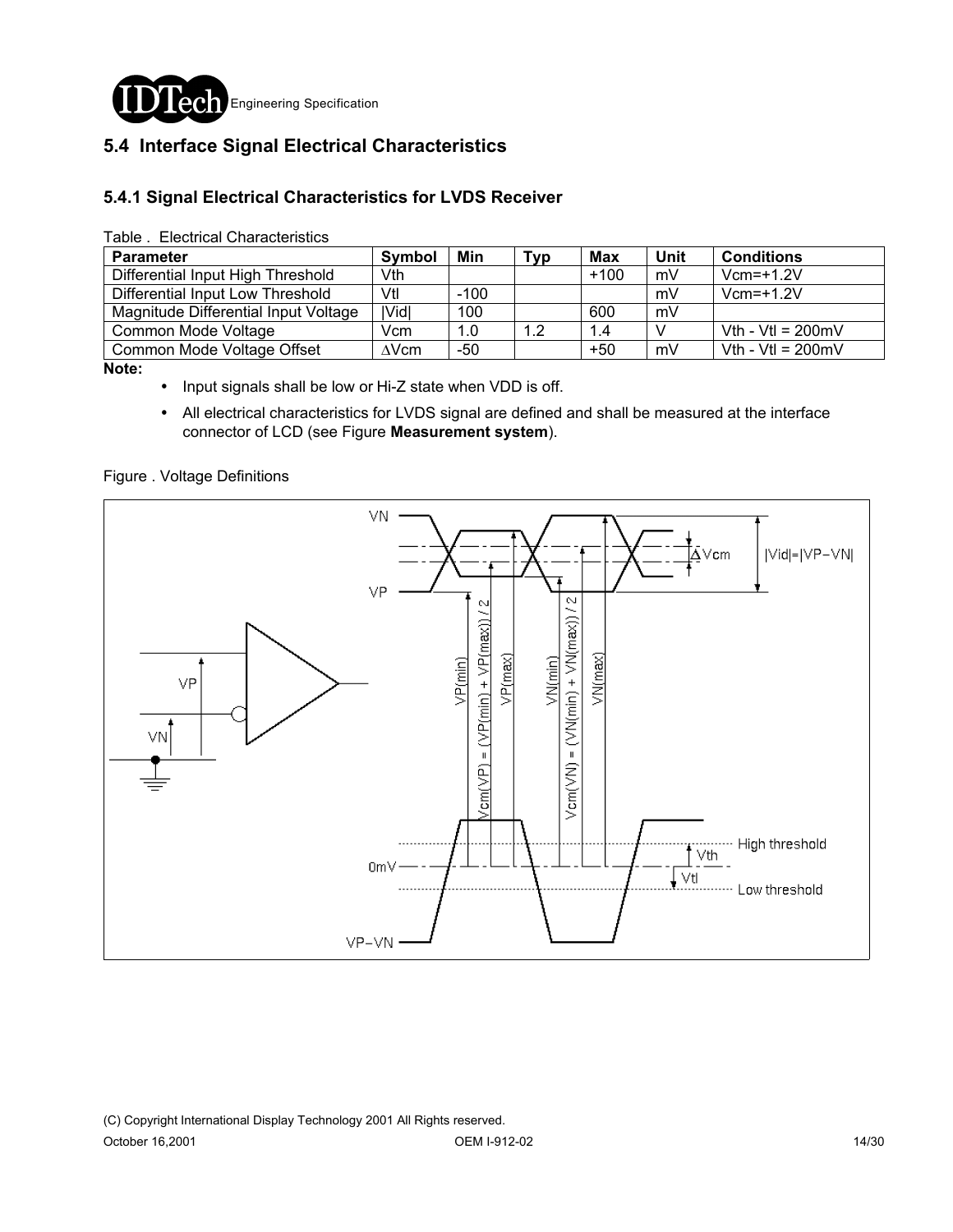## 5.4 Interface Signal Electrical Characteristics

### 5.4.1 Signal Electrical Characteristics for LVDS Receiver

Table . Electrical Characteristics

| Parameter | Symbol | Min | Typ | Max | Unit | Conditions |
|---|---|---|---|---|---|---|
| Differential Input High Threshold | Vth | | | +100 | mV | Vcm=+1.2V |
| Differential Input Low Threshold | Vtl | -100 | | | mV | Vcm=+1.2V |
| Magnitude Differential Input Voltage | \|Vid\| | 100 | | 600 | mV | |
| Common Mode Voltage | Vcm | 1.0 | 1.2 | 1.4 | V | Vth - Vtl = 200mV |
| Common Mode Voltage Offset | ΔVcm | -50 | | +50 | mV | Vth - Vtl = 200mV |

**Note:**

- Input signals shall be low or Hi-Z state when VDD is off.
- All electrical characteristics for LVDS signal are defined and shall be measured at the interface connector of LCD (see Figure **Measurement system**).

Figure . Voltage Definitions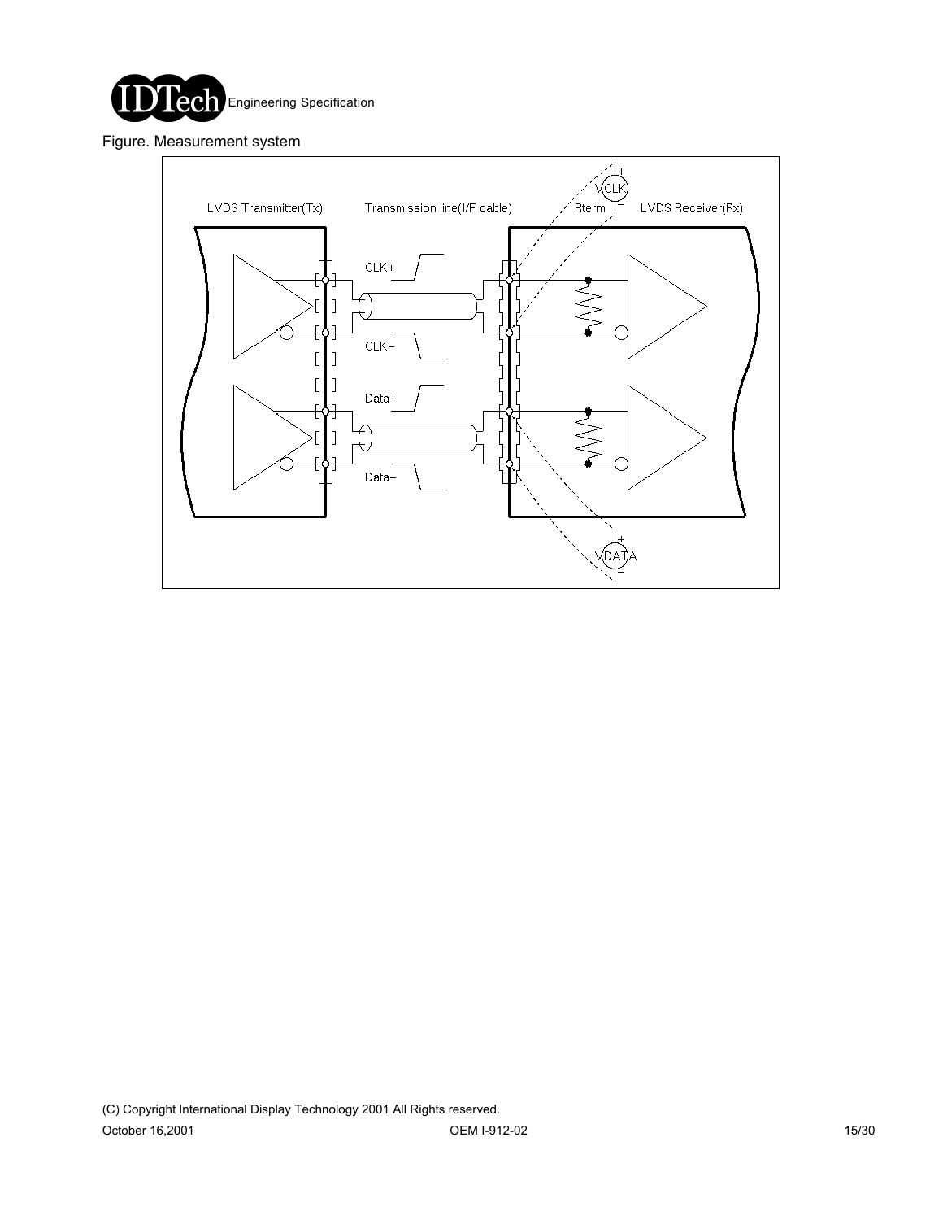Figure. Measurement system

LVDS Transmitter(Tx)

Transmission line(I/F cable)

Rterm

LVDS Receiver(Rx)

VCLK

CLK+

CLK−

Data+

Data−

VDATA

(C) Copyright International Display Technology 2001 All Rights reserved.

October 16,2001 OEM I-912-02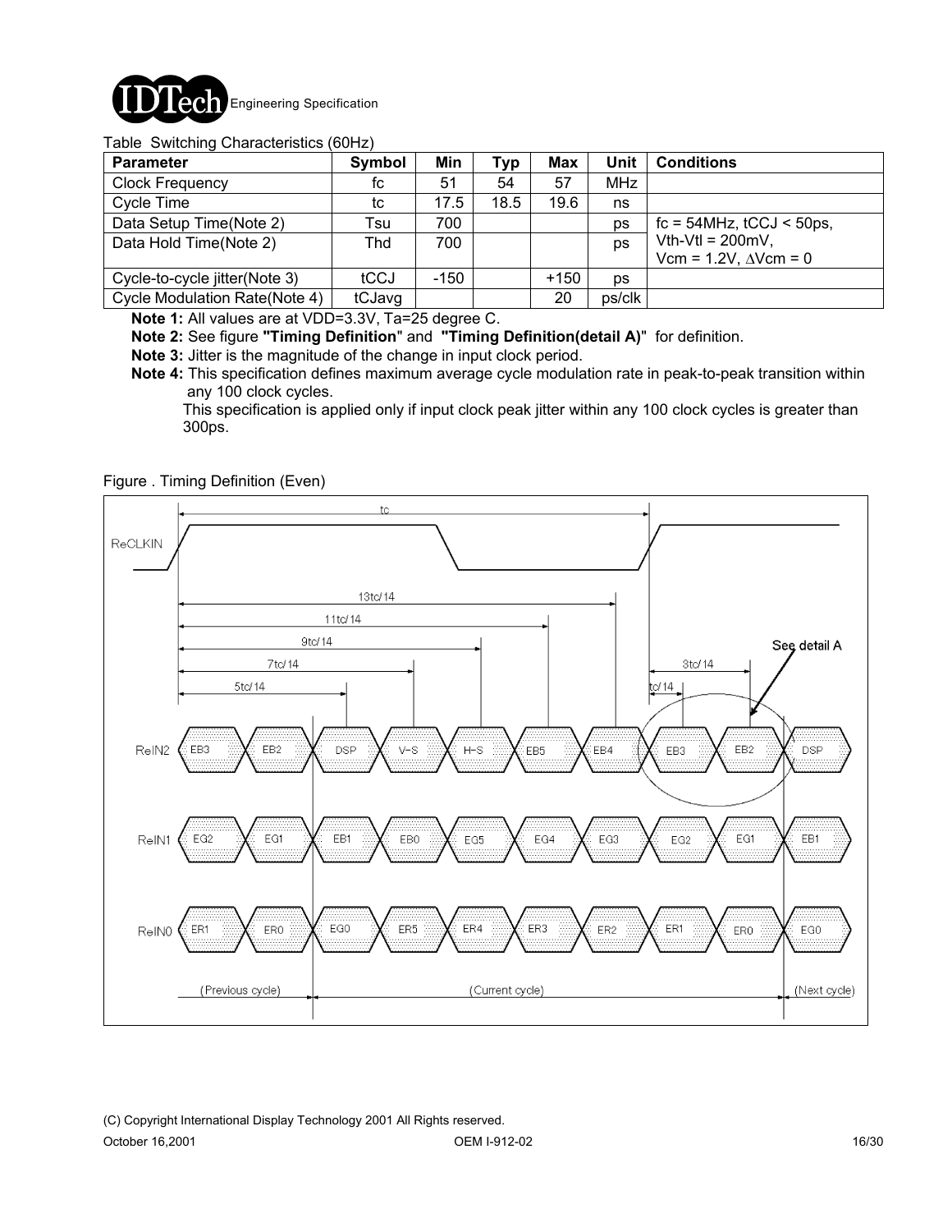Table Switching Characteristics (60Hz)

| Parameter | Symbol | Min | Typ | Max | Unit | Conditions |
|---|---|---|---|---|---|---|
| Clock Frequency | fc | 51 | 54 | 57 | MHz | |
| Cycle Time | tc | 17.5 | 18.5 | 19.6 | ns | |
| Data Setup Time(Note 2) | Tsu | 700 | | | ps | fc = 54MHz, tCCJ < 50ps, |
| Data Hold Time(Note 2) | Thd | 700 | | | ps | Vth-Vtl = 200mV, Vcm = 1.2V, ∆Vcm = 0 |
| Cycle-to-cycle jitter(Note 3) | tCCJ | -150 | | +150 | ps | |
| Cycle Modulation Rate(Note 4) | tCJavg | | | 20 | ps/clk | |

**Note 1:** All values are at VDD=3.3V, Ta=25 degree C.

**Note 2:** See figure **"Timing Definition"** and **"Timing Definition(detail A)"** for definition.

**Note 3:** Jitter is the magnitude of the change in input clock period.

**Note 4:** This specification defines maximum average cycle modulation rate in peak-to-peak transition within any 100 clock cycles.
This specification is applied only if input clock peak jitter within any 100 clock cycles is greater than 300ps.

Figure . Timing Definition (Even)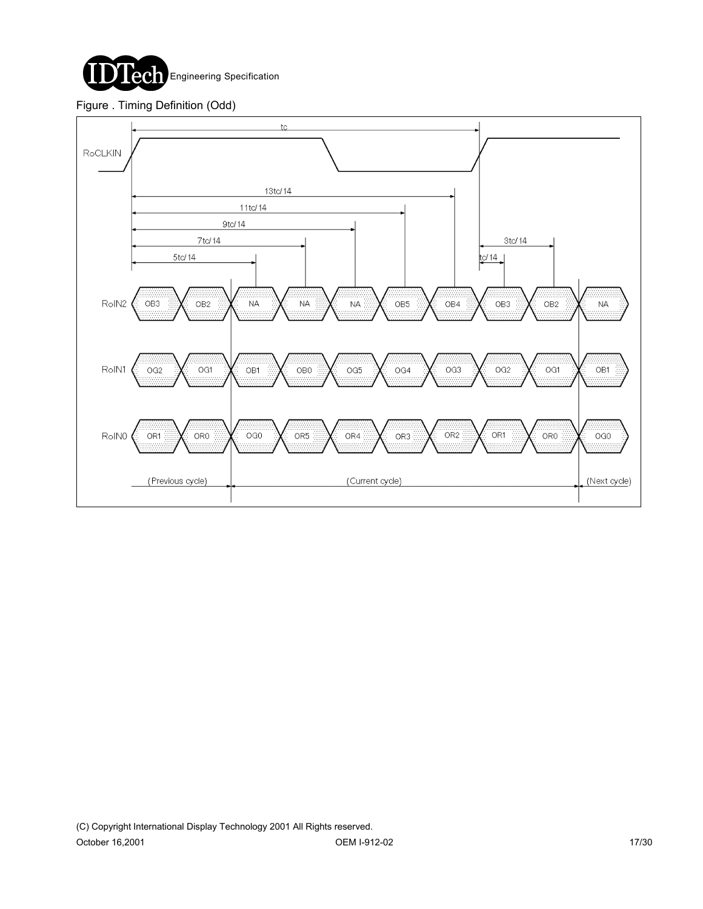Figure . Timing Definition (Odd)

| Signal | (Previous cycle) | | (Current cycle) | | | | | | | | (Next cycle) |
|---|---|---|---|---|---|---|---|---|---|---|---|
| RoIN2 | OB3 | OB2 | NA | NA | NA | OB5 | OB4 | OB3 | OB2 | | NA |
| RoIN1 | OG2 | OG1 | OB1 | OB0 | OG5 | OG4 | OG3 | OG2 | OG1 | | OB1 |
| RoIN0 | OR1 | OR0 | OG0 | OR5 | OR4 | OR3 | OR2 | OR1 | OR0 | | OG0 |

RoCLKIN period: tc. Data bit positions referenced from RoCLKIN rising edge: 5tc/14, 7tc/14, 9tc/14, 11tc/14, 13tc/14; from next rising edge: tc/14, 3tc/14.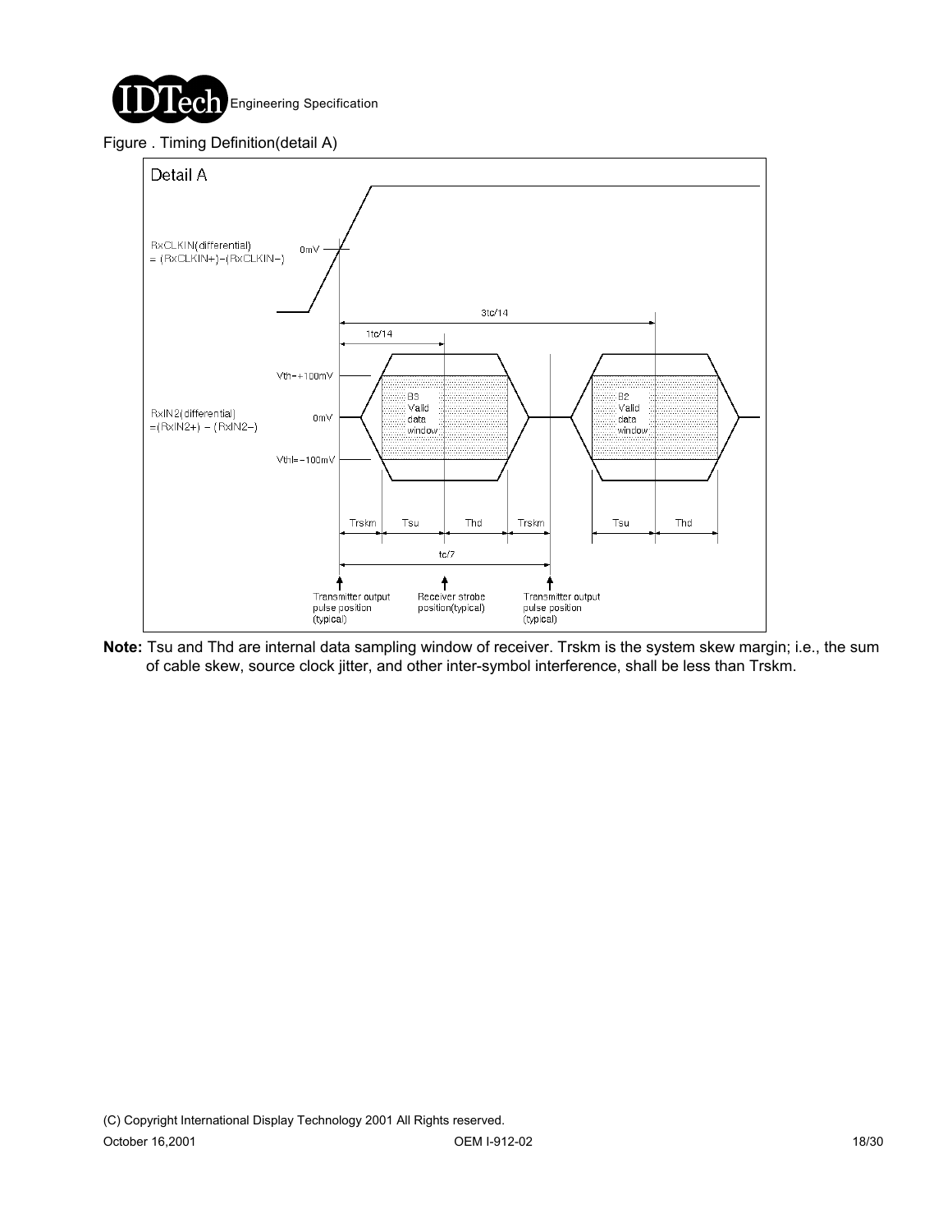Figure . Timing Definition(detail A)

Detail A

RxCLKIN(differential) = (RxCLKIN+)−(RxCLKIN−)

0mV

3tc/14

1tc/14

Vth=+100mV

RxIN2(differential) =(RxIN2+) − (RxIN2−)

0mV

Vthl=−100mV

B3 Valid data window

B2 Valid data window

Trskm | Tsu | Thd | Trskm | Tsu | Thd

tc/7

Transmitter output pulse position (typical)

Receiver strobe position(typical)

Transmitter output pulse position (typical)

**Note:** Tsu and Thd are internal data sampling window of receiver. Trskm is the system skew margin; i.e., the sum of cable skew, source clock jitter, and other inter-symbol interference, shall be less than Trskm.

(C) Copyright International Display Technology 2001 All Rights reserved.

October 16,2001 OEM I-912-02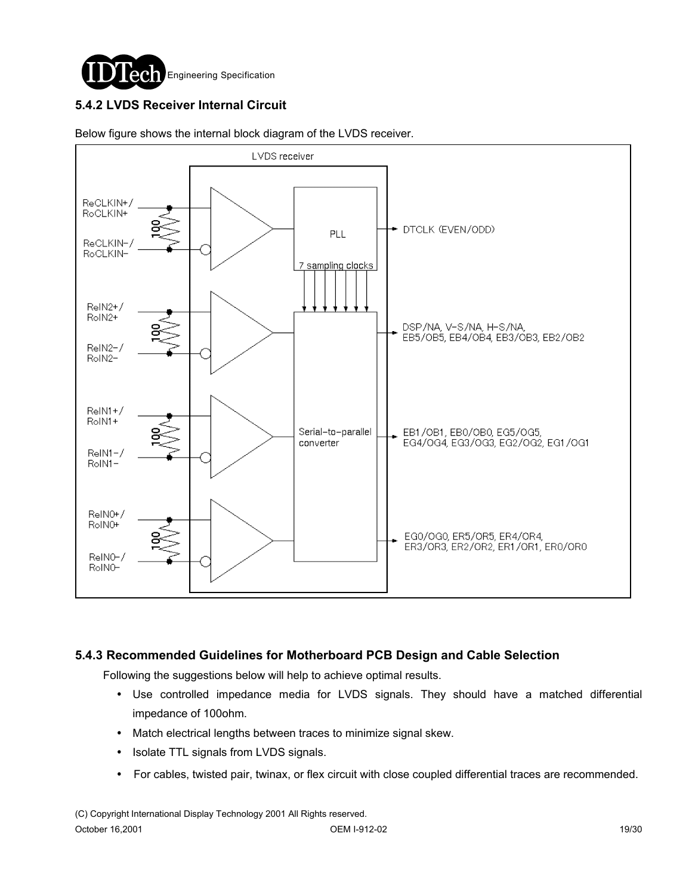## 5.4.2 LVDS Receiver Internal Circuit

Below figure shows the internal block diagram of the LVDS receiver.

## 5.4.3 Recommended Guidelines for Motherboard PCB Design and Cable Selection

Following the suggestions below will help to achieve optimal results.

- Use controlled impedance media for LVDS signals. They should have a matched differential impedance of 100ohm.
- Match electrical lengths between traces to minimize signal skew.
- Isolate TTL signals from LVDS signals.
- For cables, twisted pair, twinax, or flex circuit with close coupled differential traces are recommended.

(C) Copyright International Display Technology 2001 All Rights reserved.

October 16,2001 OEM I-912-02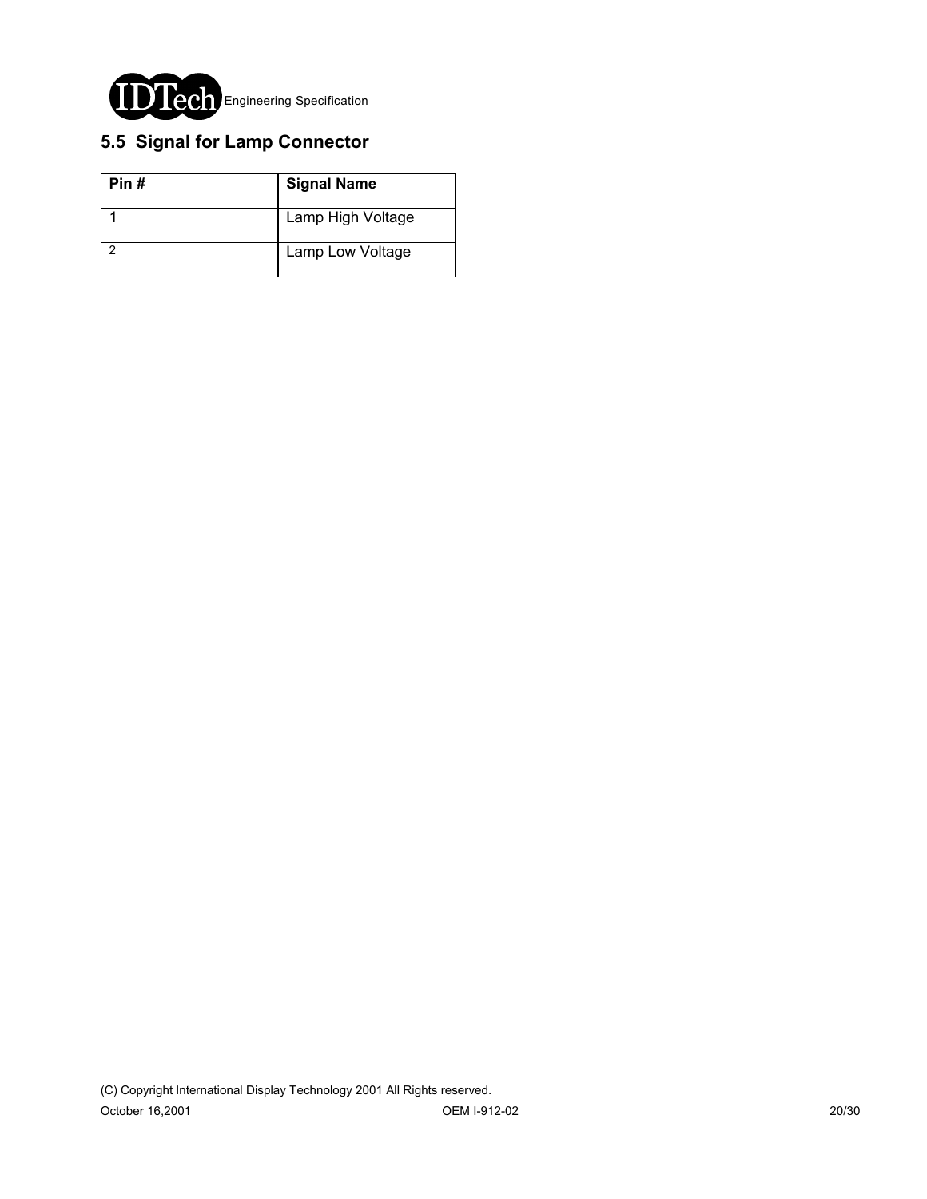## 5.5 Signal for Lamp Connector

| Pin # | Signal Name |
|---|---|
| 1 | Lamp High Voltage |
| 2 | Lamp Low Voltage |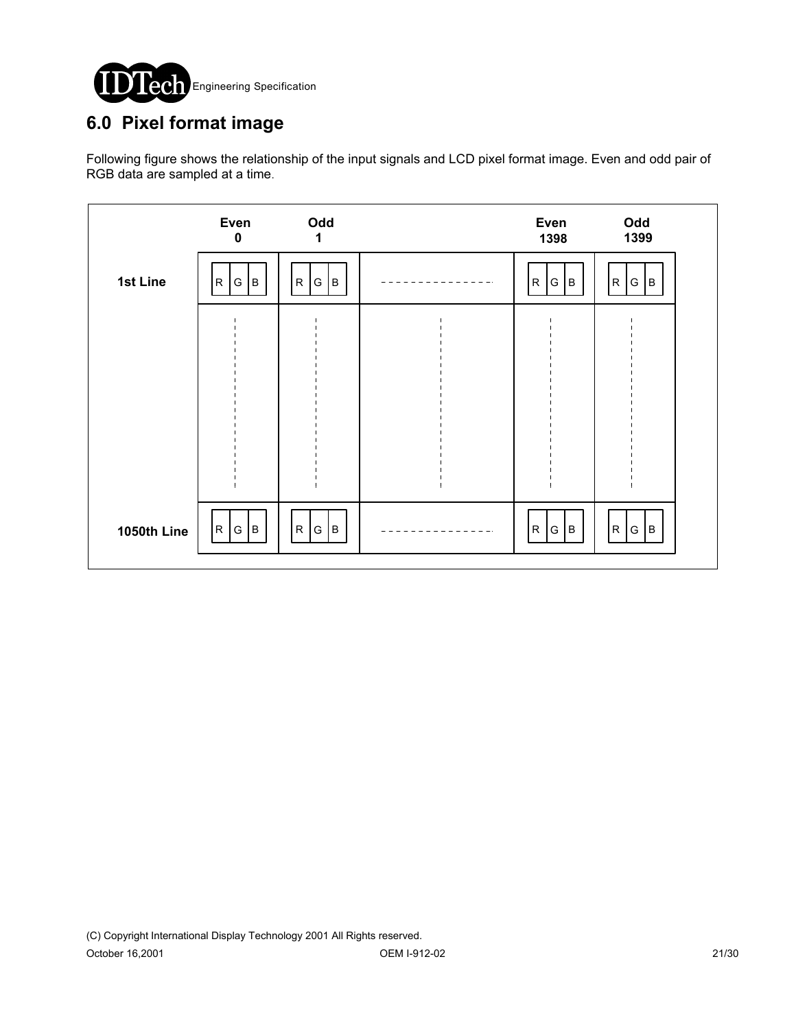## 6.0 Pixel format image

Following figure shows the relationship of the input signals and LCD pixel format image. Even and odd pair of RGB data are sampled at a time.

| | Even 0 | Odd 1 | | Even 1398 | Odd 1399 |
|---|---|---|---|---|---|
| 1st Line | R G B | R G B | - - - - - - - - | R G B | R G B |
| | ⋮ | ⋮ | ⋮ | ⋮ | ⋮ |
| 1050th Line | R G B | R G B | - - - - - - - - | R G B | R G B |

(C) Copyright International Display Technology 2001 All Rights reserved.

October 16,2001 OEM I-912-02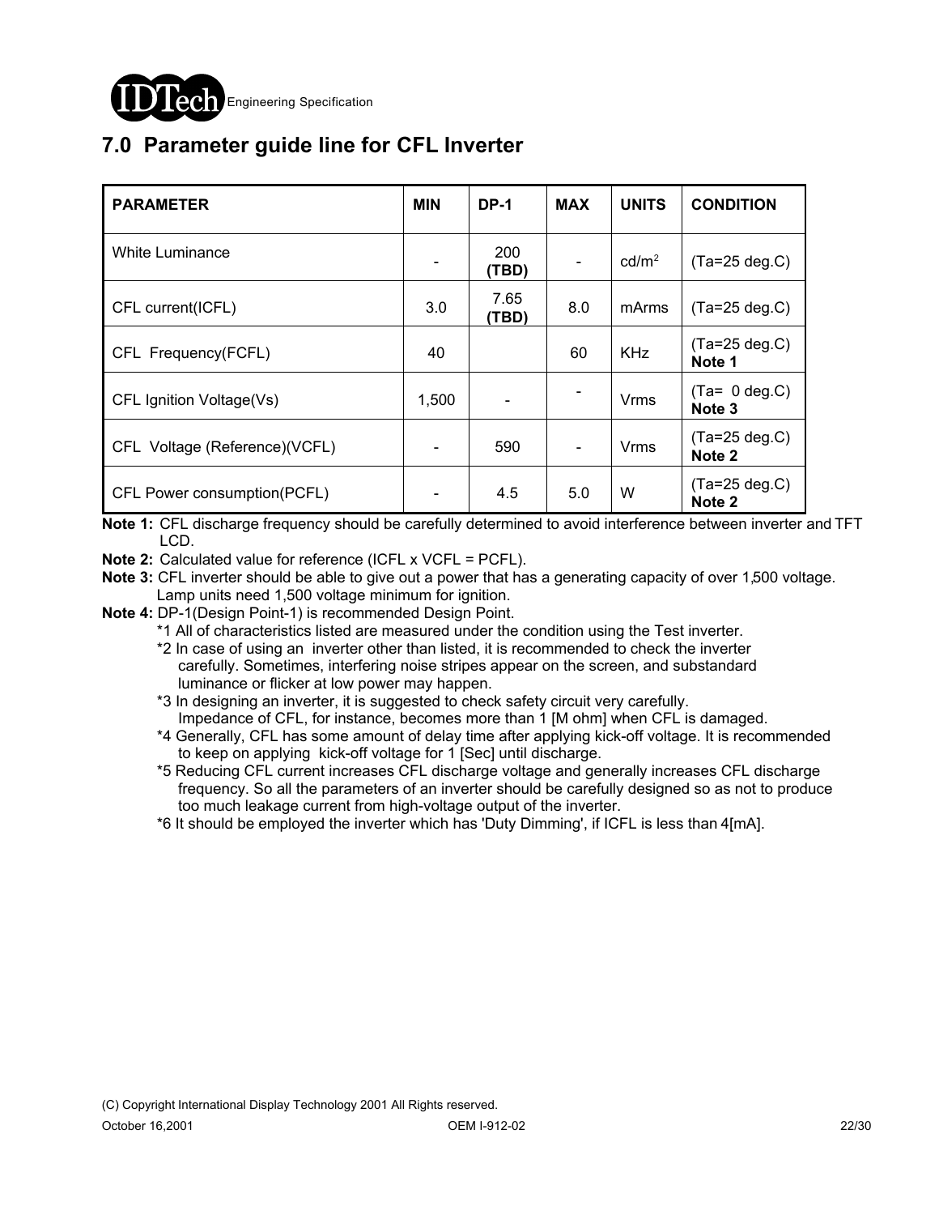## 7.0 Parameter guide line for CFL Inverter

| PARAMETER | MIN | DP-1 | MAX | UNITS | CONDITION |
|---|---|---|---|---|---|
| White Luminance | - | 200 **(TBD)** | - | $cd/m^2$ | (Ta=25 deg.C) |
| CFL current(ICFL) | 3.0 | 7.65 **(TBD)** | 8.0 | mArms | (Ta=25 deg.C) |
| CFL Frequency(FCFL) | 40 | | 60 | KHz | (Ta=25 deg.C) **Note 1** |
| CFL Ignition Voltage(Vs) | 1,500 | - | - | Vrms | (Ta= 0 deg.C) **Note 3** |
| CFL Voltage (Reference)(VCFL) | - | 590 | - | Vrms | (Ta=25 deg.C) **Note 2** |
| CFL Power consumption(PCFL) | - | 4.5 | 5.0 | W | (Ta=25 deg.C) **Note 2** |

**Note 1:** CFL discharge frequency should be carefully determined to avoid interference between inverter and TFT LCD.

**Note 2:** Calculated value for reference (ICFL x VCFL = PCFL).

**Note 3:** CFL inverter should be able to give out a power that has a generating capacity of over 1,500 voltage. Lamp units need 1,500 voltage minimum for ignition.

**Note 4:** DP-1(Design Point-1) is recommended Design Point.

*1 All of characteristics listed are measured under the condition using the Test inverter.

*2 In case of using an inverter other than listed, it is recommended to check the inverter carefully. Sometimes, interfering noise stripes appear on the screen, and substandard luminance or flicker at low power may happen.

*3 In designing an inverter, it is suggested to check safety circuit very carefully. Impedance of CFL, for instance, becomes more than 1 [M ohm] when CFL is damaged.

*4 Generally, CFL has some amount of delay time after applying kick-off voltage. It is recommended to keep on applying kick-off voltage for 1 [Sec] until discharge.

*5 Reducing CFL current increases CFL discharge voltage and generally increases CFL discharge frequency. So all the parameters of an inverter should be carefully designed so as not to produce too much leakage current from high-voltage output of the inverter.

*6 It should be employed the inverter which has 'Duty Dimming', if ICFL is less than 4[mA].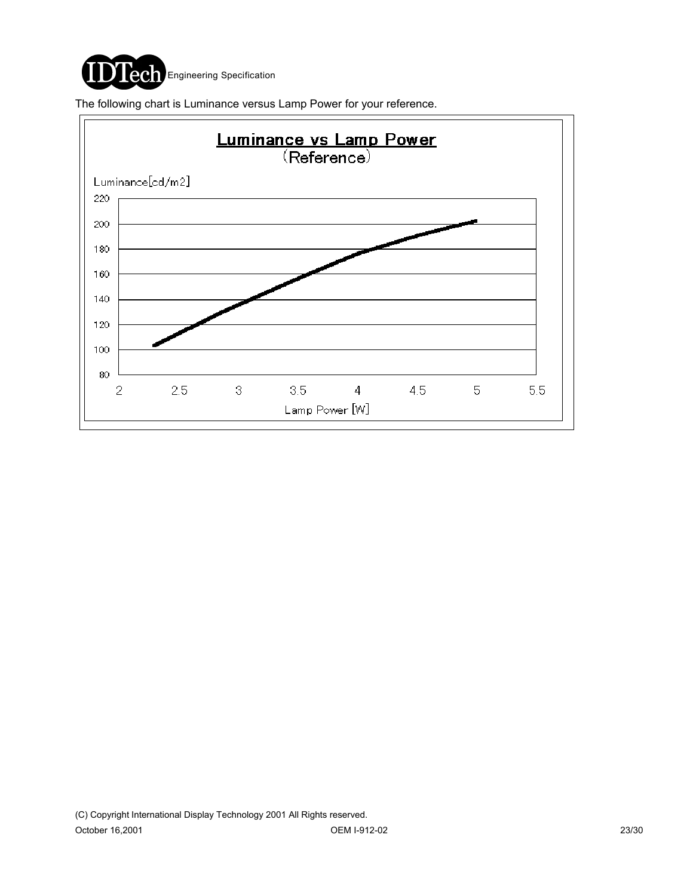The following chart is Luminance versus Lamp Power for your reference.

**Luminance vs Lamp Power**
(Reference)

Luminance[cd/m2]

220
200
180
160
140
120
100
80

2 2.5 3 3.5 4 4.5 5 5.5

Lamp Power [W]

(C) Copyright International Display Technology 2001 All Rights reserved.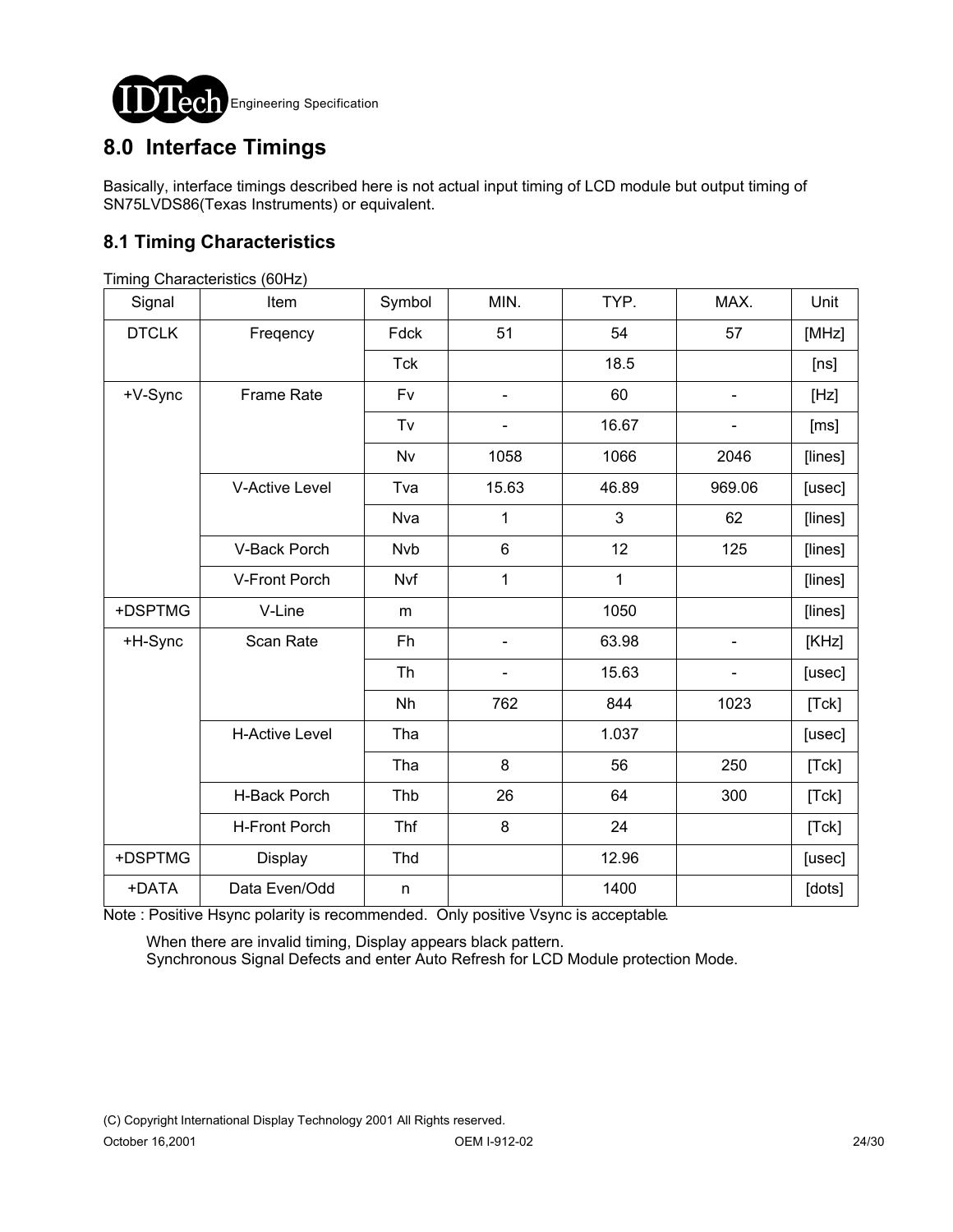# 8.0 Interface Timings

Basically, interface timings described here is not actual input timing of LCD module but output timing of SN75LVDS86(Texas Instruments) or equivalent.

## 8.1 Timing Characteristics

Timing Characteristics (60Hz)

| Signal | Item | Symbol | MIN. | TYP. | MAX. | Unit |
|---|---|---|---|---|---|---|
| DTCLK | Freqency | Fdck | 51 | 54 | 57 | [MHz] |
| | | Tck | | 18.5 | | [ns] |
| +V-Sync | Frame Rate | Fv | - | 60 | - | [Hz] |
| | | Tv | - | 16.67 | - | [ms] |
| | | Nv | 1058 | 1066 | 2046 | [lines] |
| | V-Active Level | Tva | 15.63 | 46.89 | 969.06 | [usec] |
| | | Nva | 1 | 3 | 62 | [lines] |
| | V-Back Porch | Nvb | 6 | 12 | 125 | [lines] |
| | V-Front Porch | Nvf | 1 | 1 | | [lines] |
| +DSPTMG | V-Line | m | | 1050 | | [lines] |
| +H-Sync | Scan Rate | Fh | - | 63.98 | - | [KHz] |
| | | Th | - | 15.63 | - | [usec] |
| | | Nh | 762 | 844 | 1023 | [Tck] |
| | H-Active Level | Tha | | 1.037 | | [usec] |
| | | Tha | 8 | 56 | 250 | [Tck] |
| | H-Back Porch | Thb | 26 | 64 | 300 | [Tck] |
| | H-Front Porch | Thf | 8 | 24 | | [Tck] |
| +DSPTMG | Display | Thd | | 12.96 | | [usec] |
| +DATA | Data Even/Odd | n | | 1400 | | [dots] |

Note : Positive Hsync polarity is recommended. Only positive Vsync is acceptable.

When there are invalid timing, Display appears black pattern.
Synchronous Signal Defects and enter Auto Refresh for LCD Module protection Mode.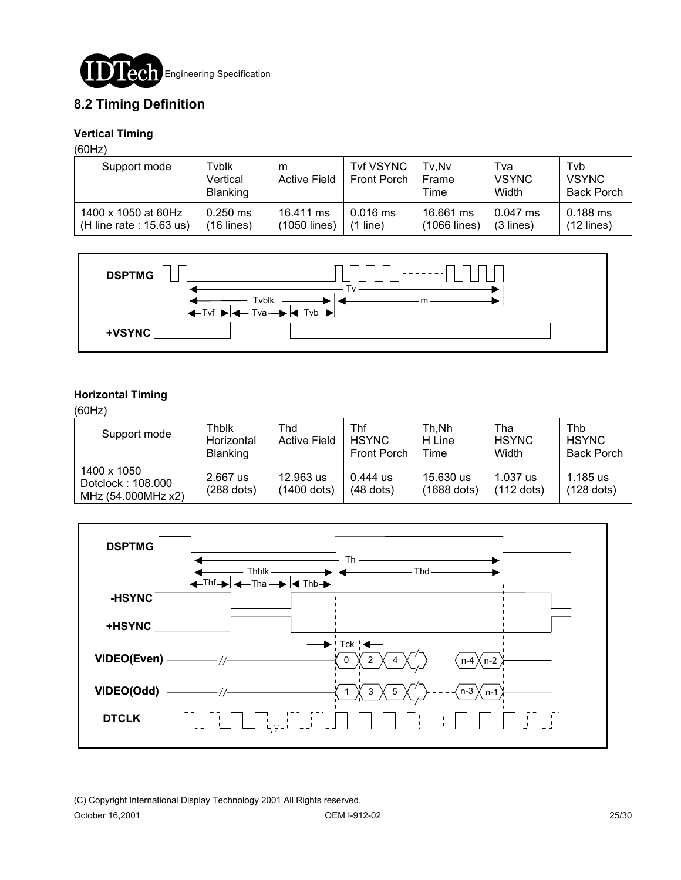## 8.2 Timing Definition

### Vertical Timing

(60Hz)

| Support mode | Tvblk Vertical Blanking | m Active Field | Tvf VSYNC Front Porch | Tv,Nv Frame Time | Tva VSYNC Width | Tvb VSYNC Back Porch |
|---|---|---|---|---|---|---|
| 1400 x 1050 at 60Hz (H line rate : 15.63 us) | 0.250 ms (16 lines) | 16.411 ms (1050 lines) | 0.016 ms (1 line) | 16.661 ms (1066 lines) | 0.047 ms (3 lines) | 0.188 ms (12 lines) |

### Horizontal Timing

(60Hz)

| Support mode | Thblk Horizontal Blanking | Thd Active Field | Thf HSYNC Front Porch | Th,Nh H Line Time | Tha HSYNC Width | Thb HSYNC Back Porch |
|---|---|---|---|---|---|---|
| 1400 x 1050 Dotclock : 108.000 MHz (54.000MHz x2) | 2.667 us (288 dots) | 12.963 us (1400 dots) | 0.444 us (48 dots) | 15.630 us (1688 dots) | 1.037 us (112 dots) | 1.185 us (128 dots) |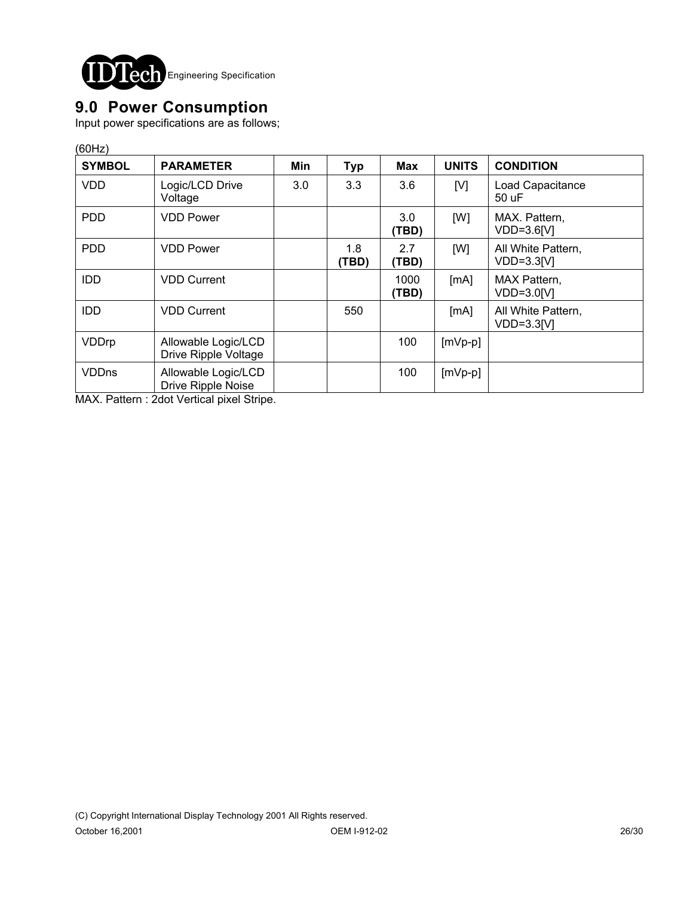## 9.0 Power Consumption

Input power specifications are as follows;

(60Hz)

| SYMBOL | PARAMETER | Min | Typ | Max | UNITS | CONDITION |
|---|---|---|---|---|---|---|
| VDD | Logic/LCD Drive Voltage | 3.0 | 3.3 | 3.6 | [V] | Load Capacitance 50 uF |
| PDD | VDD Power | | | 3.0 **(TBD)** | [W] | MAX. Pattern, VDD=3.6[V] |
| PDD | VDD Power | | 1.8 **(TBD)** | 2.7 **(TBD)** | [W] | All White Pattern, VDD=3.3[V] |
| IDD | VDD Current | | | 1000 **(TBD)** | [mA] | MAX Pattern, VDD=3.0[V] |
| IDD | VDD Current | | 550 | | [mA] | All White Pattern, VDD=3.3[V] |
| VDDrp | Allowable Logic/LCD Drive Ripple Voltage | | | 100 | [mVp-p] | |
| VDDns | Allowable Logic/LCD Drive Ripple Noise | | | 100 | [mVp-p] | |

MAX. Pattern : 2dot Vertical pixel Stripe.

(C) Copyright International Display Technology 2001 All Rights reserved.

October 16,2001 OEM I-912-02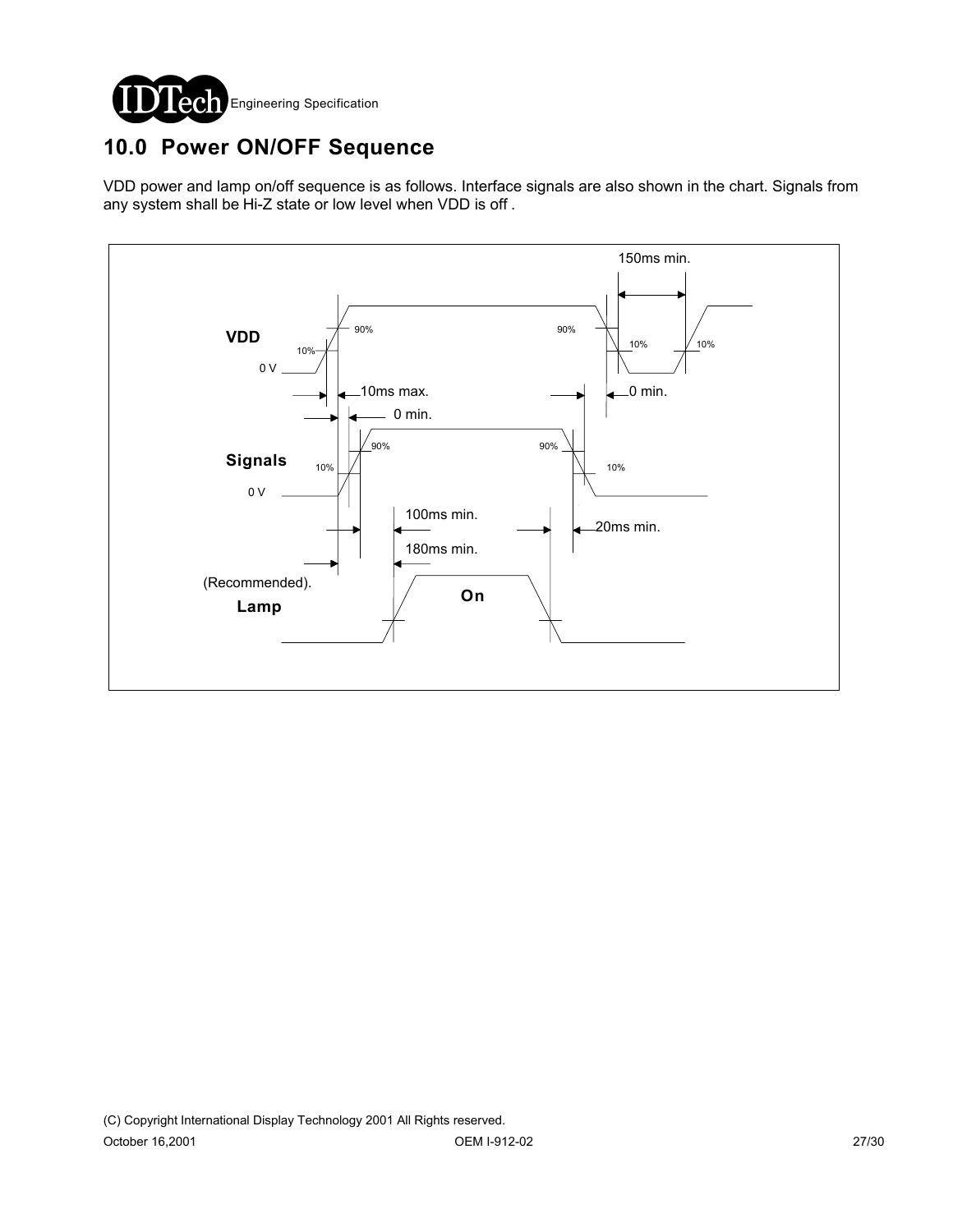## 10.0 Power ON/OFF Sequence

VDD power and lamp on/off sequence is as follows. Interface signals are also shown in the chart. Signals from any system shall be Hi-Z state or low level when VDD is off .

150ms min.

VDD

90%

90%

10%

10%

10%

0 V

10ms max.

0 min.

0 min.

Signals

90%

90%

10%

10%

0 V

100ms min.

20ms min.

180ms min.

(Recommended).

Lamp

On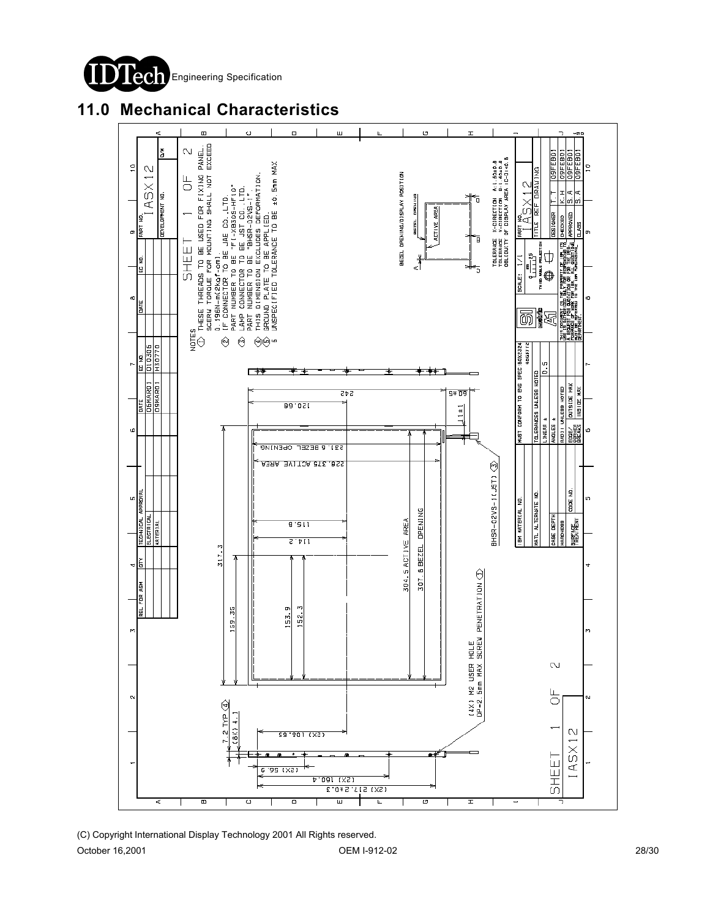## 11.0 Mechanical Characteristics

NOTES

1. THESE THREADS TO BE USED FOR FIXING PANEL. SCREW TORQUE FOR MOUNTING SHALL NOT EXCEED 0.196N-m(2kgf-cm).
2. IF CONNECTOR TO BE JAE CO.,LTD. PART NUMBER TO BE "FI-XB30S-HF10"
3. LAMP CONNECTOR TO BE JST CO.,LTD. PART NUMBER TO BE "BHSR-02VS-1".
4. THIS DIMENSION EXCLUDES DEFORMATION.
5. GROUND PLATE TO BE APPLIED.
6. UNSPECIFIED TOLERANCE TO BE ±0.5mm MAX

SHEET 1 OF 2

TOLERANCE X-DIRECTION A:1.60±0.8
TOLERANCE Y-DIRECTION B:1.60±0.8
OBLIQUITY OF DISPLAY AREA |C-D|<0.8

BEZEL OPENING/DISPLAY POSITION

242
120.68
60±5
11±1
231.6 BEZEL OPENING
228.375 ACTIVE AREA
115.8
114.2
317.3
304.5 ACTIVE AREA
307.8 BEZEL OPENING
159.35
153.9
152.3
(4X) M2 USER HOLE
DP-2.5mm MAX SCREW PENETRATION (1)
BHSR-02VS-1(JST) (3)
7.2 TYP (4)
(8X) 4.1
(2X) 108.65
(2X) 56.9
(2X) 160.4
(2X) 217.2±0.3

| DATE | EC NO |
|---|---|
| 06MAR01 | 010306 |
| 09MAR01 | H30770 |

PART NO. IASX12

MUST CONFORM TO ENG SPEC 60X2324

TOLERANCES UNLESS NOTED: LINEAR ± 0.5

SCALE: 1/1

TITLE: REF DRAWING

| DESIGNER | T.T | 09FEB01 |
|---|---|---|
| CHECKED | K.H | 09FEB01 |
| APPROVED | S.A | 09FEB01 |
| CLASS | S.A | 09FEB01 |

SHEET 1 OF 2 IASX12

(C) Copyright International Display Technology 2001 All Rights reserved.

October 16,2001 OEM I-912-02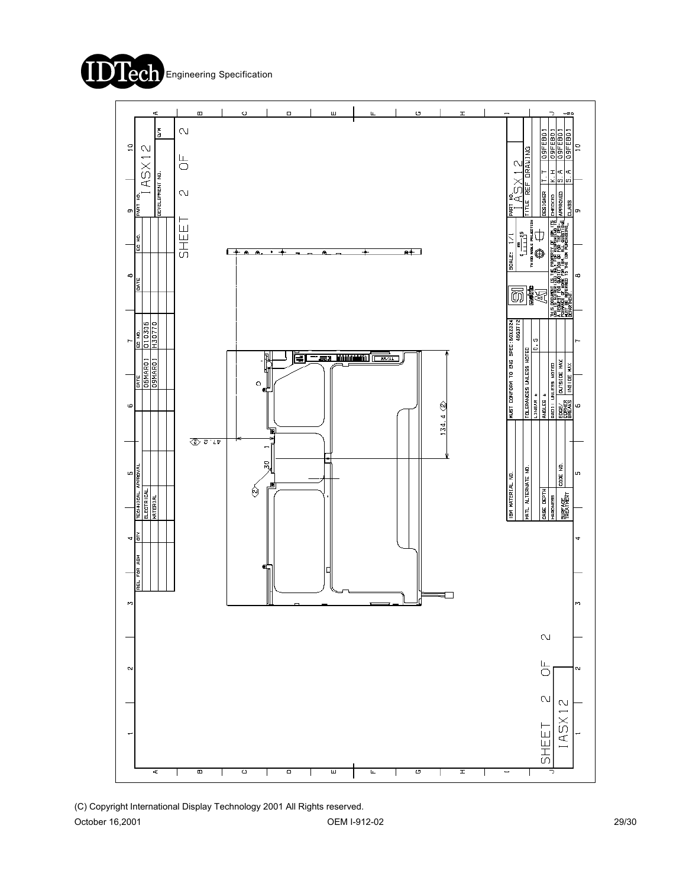SHEET 2 OF 2

PART NO. IASX12

DEVELOPMENT NO.

| REL. FOR ACM | QTY | TECHNICAL APPROVAL | DATE | EC NO. | DATE | EC NO. |
|---|---|---|---|---|---|---|
| | | ELECTRICAL | 06MAR01 | 010306 | | |
| | | MATERIAL | 09MAR01 | H30770 | | |

47.2 ⟨2⟩

30

134.4 ⟨2⟩

| IBM MATERIAL NO. | MUST CONFORM TO ENG SPEC: 80X2324 45G3772 | |
|---|---|---|
| MATL ALTERNATE NO. | TOLERANCES UNLESS NOTED | |
| | LINEAR ± | 0.5 |
| CASE DEPTH | ANGLES ± | |
| HARDNESS | RADII UNLESS NOTED | |
| SURFACE TREATMENT | EDGE/CORNER BREAKS | OUTSIDE MAX / INSIDE MAX |
| CODE NO. | | |

SCALE: 1/1

THIRD ANGLE PROJECTION

THIS DOCUMENT IS THE PROPERTY OF IBM. ITS USE IS AUTHORIZED ONLY FOR RESPONDING TO A REQUEST FOR QUOTATION OR FOR THE PERFORMANCE OF WORK FOR IBM. QUESTIONS MUST BE REFERRED TO THE IBM PURCHASING DEPARTMENT.

PART NO. IASX12

TITLE REF DRAWING

| DESIGNER | T.T | 09FEB01 |
|---|---|---|
| CHECKED | K.H | 09FEB01 |
| APPROVED | S.A | 09FEB01 |
| CLASS | S.A | 09FEB01 |

SHEET 2 OF 2

IASX12

(C) Copyright International Display Technology 2001 All Rights reserved.

October 16,2001 OEM I-912-02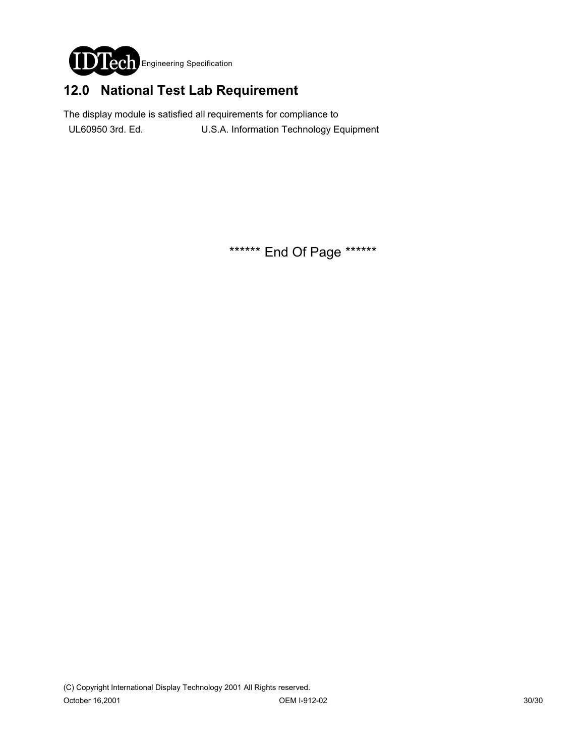## 12.0 National Test Lab Requirement

The display module is satisfied all requirements for compliance to

| | |
|---|---|
| UL60950 3rd. Ed. | U.S.A. Information Technology Equipment |

****** End Of Page ******

(C) Copyright International Display Technology 2001 All Rights reserved.